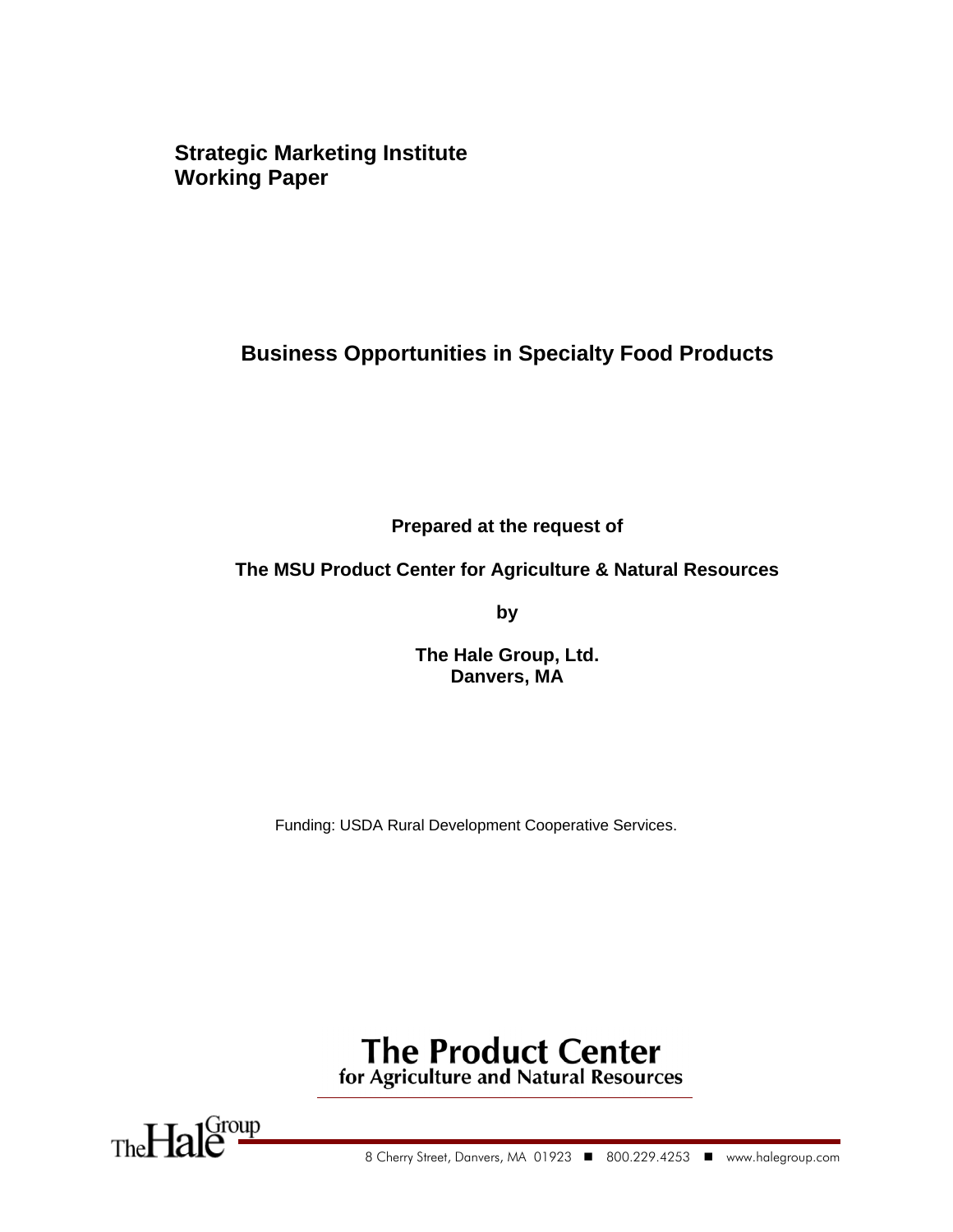**Strategic Marketing Institute**
**Working Paper**

# Business Opportunities in Specialty Food Products

**Prepared at the request of**

**The MSU Product Center for Agriculture & Natural Resources**

**by**

**The Hale Group, Ltd.**
**Danvers, MA**

Funding: USDA Rural Development Cooperative Services.

**The Product Center**
**for Agriculture and Natural Resources**

The Hale Group

8 Cherry Street, Danvers, MA 01923 ■ 800.229.4253 ■ www.halegroup.com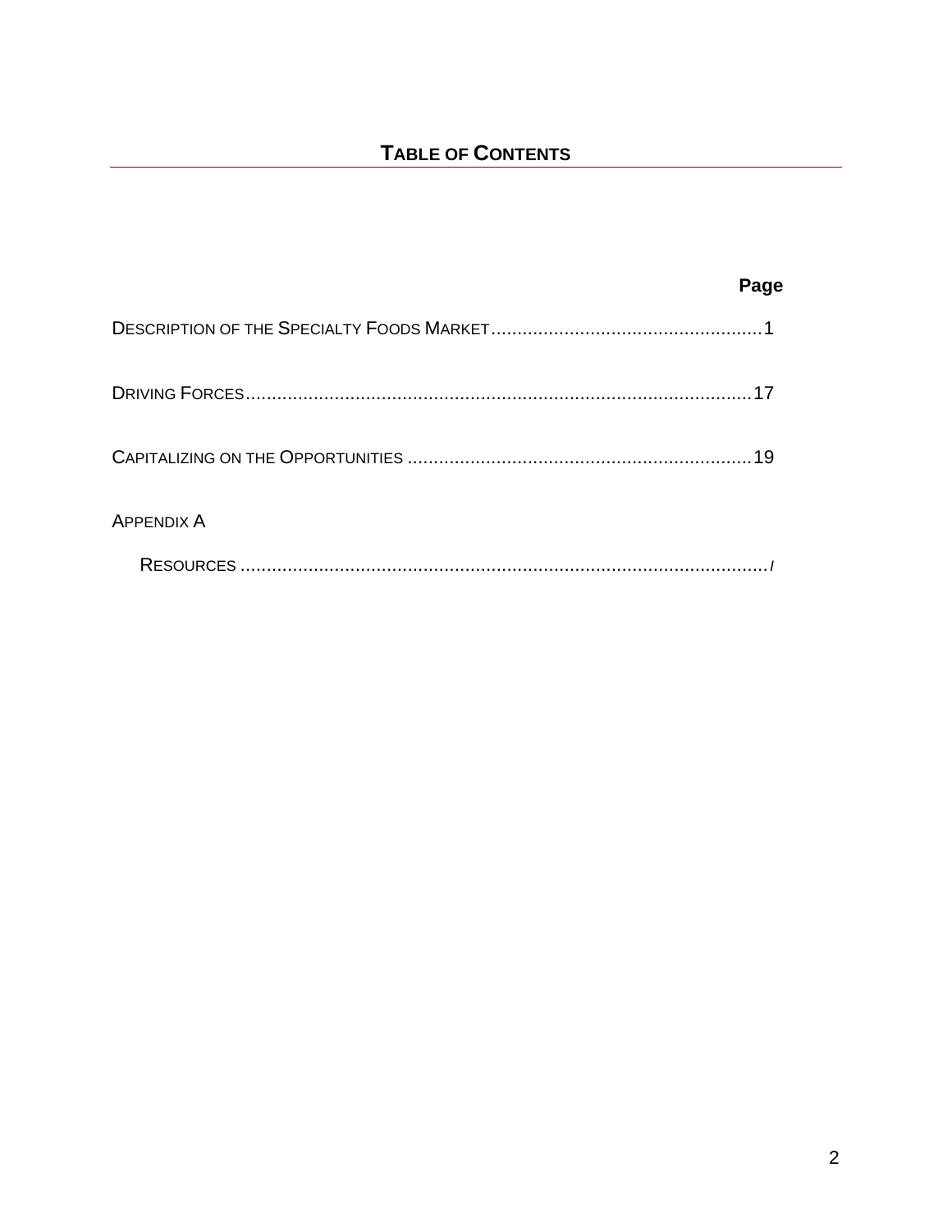## TABLE OF CONTENTS

| | Page |
|---|---|
| DESCRIPTION OF THE SPECIALTY FOODS MARKET | 1 |
| DRIVING FORCES | 17 |
| CAPITALIZING ON THE OPPORTUNITIES | 19 |
| APPENDIX A | |
| RESOURCES | I |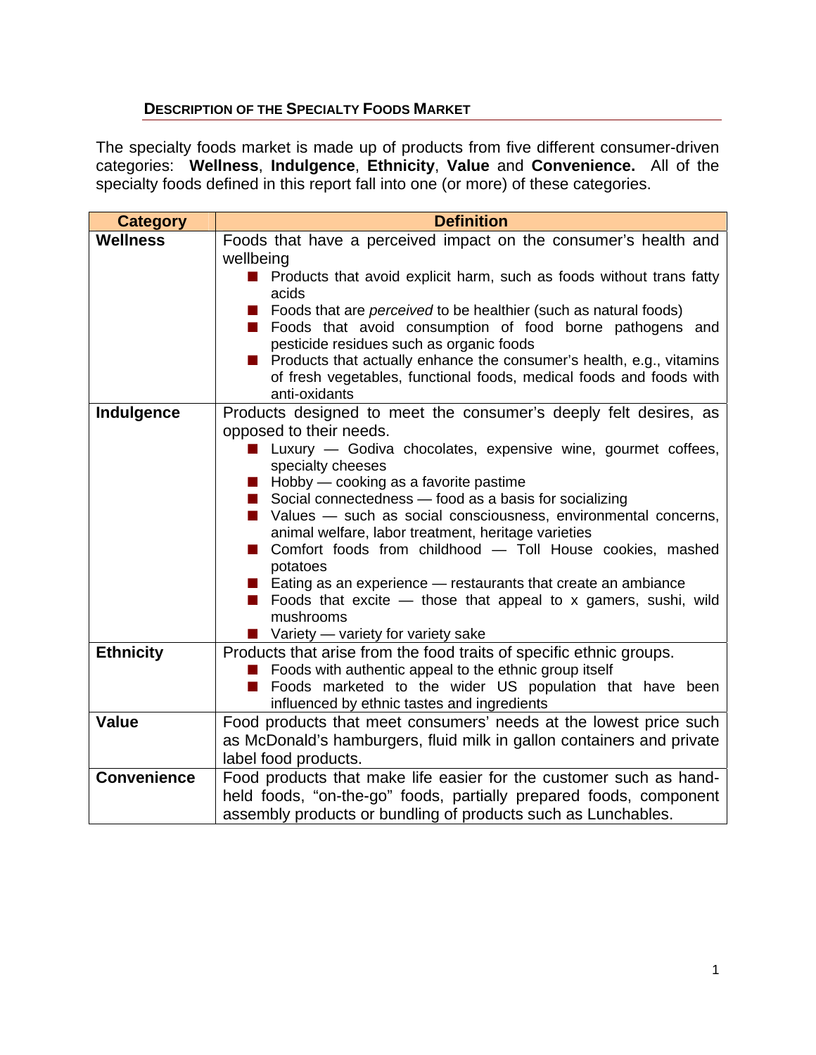## DESCRIPTION OF THE SPECIALTY FOODS MARKET

The specialty foods market is made up of products from five different consumer-driven categories: **Wellness**, **Indulgence**, **Ethnicity**, **Value** and **Convenience.** All of the specialty foods defined in this report fall into one (or more) of these categories.

| Category | Definition |
|---|---|
| **Wellness** | Foods that have a perceived impact on the consumer's health and wellbeing<br>■ Products that avoid explicit harm, such as foods without trans fatty acids<br>■ Foods that are *perceived* to be healthier (such as natural foods)<br>■ Foods that avoid consumption of food borne pathogens and pesticide residues such as organic foods<br>■ Products that actually enhance the consumer's health, e.g., vitamins of fresh vegetables, functional foods, medical foods and foods with anti-oxidants |
| **Indulgence** | Products designed to meet the consumer's deeply felt desires, as opposed to their needs.<br>■ Luxury — Godiva chocolates, expensive wine, gourmet coffees, specialty cheeses<br>■ Hobby — cooking as a favorite pastime<br>■ Social connectedness — food as a basis for socializing<br>■ Values — such as social consciousness, environmental concerns, animal welfare, labor treatment, heritage varieties<br>■ Comfort foods from childhood — Toll House cookies, mashed potatoes<br>■ Eating as an experience — restaurants that create an ambiance<br>■ Foods that excite — those that appeal to x gamers, sushi, wild mushrooms<br>■ Variety — variety for variety sake |
| **Ethnicity** | Products that arise from the food traits of specific ethnic groups.<br>■ Foods with authentic appeal to the ethnic group itself<br>■ Foods marketed to the wider US population that have been influenced by ethnic tastes and ingredients |
| **Value** | Food products that meet consumers' needs at the lowest price such as McDonald's hamburgers, fluid milk in gallon containers and private label food products. |
| **Convenience** | Food products that make life easier for the customer such as hand-held foods, "on-the-go" foods, partially prepared foods, component assembly products or bundling of products such as Lunchables. |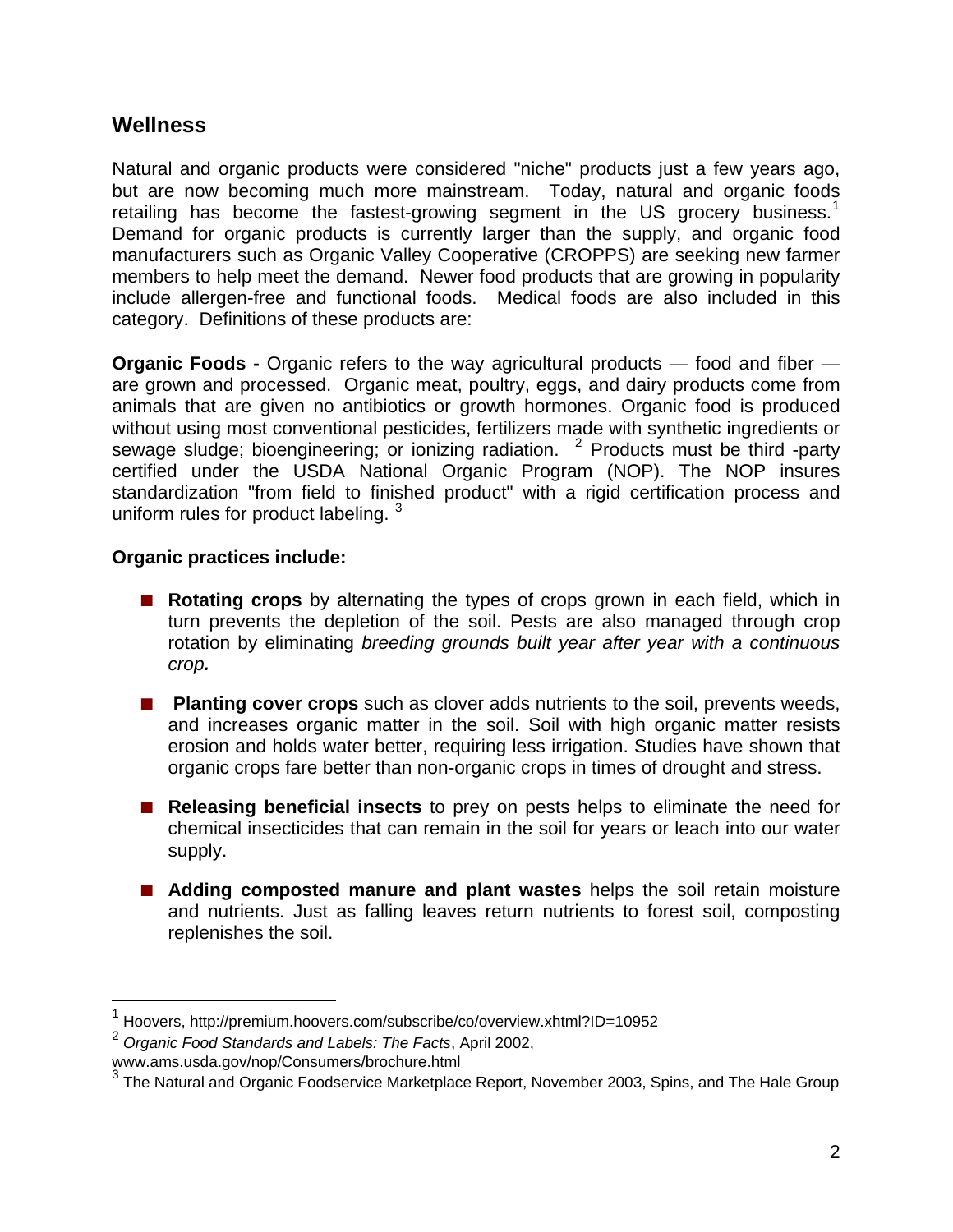## Wellness

Natural and organic products were considered "niche" products just a few years ago, but are now becoming much more mainstream. Today, natural and organic foods retailing has become the fastest-growing segment in the US grocery business.[1] Demand for organic products is currently larger than the supply, and organic food manufacturers such as Organic Valley Cooperative (CROPPS) are seeking new farmer members to help meet the demand. Newer food products that are growing in popularity include allergen-free and functional foods. Medical foods are also included in this category. Definitions of these products are:

**Organic Foods -** Organic refers to the way agricultural products — food and fiber — are grown and processed. Organic meat, poultry, eggs, and dairy products come from animals that are given no antibiotics or growth hormones. Organic food is produced without using most conventional pesticides, fertilizers made with synthetic ingredients or sewage sludge; bioengineering; or ionizing radiation. [2] Products must be third -party certified under the USDA National Organic Program (NOP). The NOP insures standardization "from field to finished product" with a rigid certification process and uniform rules for product labeling. [3]

**Organic practices include:**

- **Rotating crops** by alternating the types of crops grown in each field, which in turn prevents the depletion of the soil. Pests are also managed through crop rotation by eliminating *breeding grounds built year after year with a continuous crop.*
- **Planting cover crops** such as clover adds nutrients to the soil, prevents weeds, and increases organic matter in the soil. Soil with high organic matter resists erosion and holds water better, requiring less irrigation. Studies have shown that organic crops fare better than non-organic crops in times of drought and stress.
- **Releasing beneficial insects** to prey on pests helps to eliminate the need for chemical insecticides that can remain in the soil for years or leach into our water supply.
- **Adding composted manure and plant wastes** helps the soil retain moisture and nutrients. Just as falling leaves return nutrients to forest soil, composting replenishes the soil.

---

[1] Hoovers, http://premium.hoovers.com/subscribe/co/overview.xhtml?ID=10952

[2] *Organic Food Standards and Labels: The Facts*, April 2002, www.ams.usda.gov/nop/Consumers/brochure.html

[3] The Natural and Organic Foodservice Marketplace Report, November 2003, Spins, and The Hale Group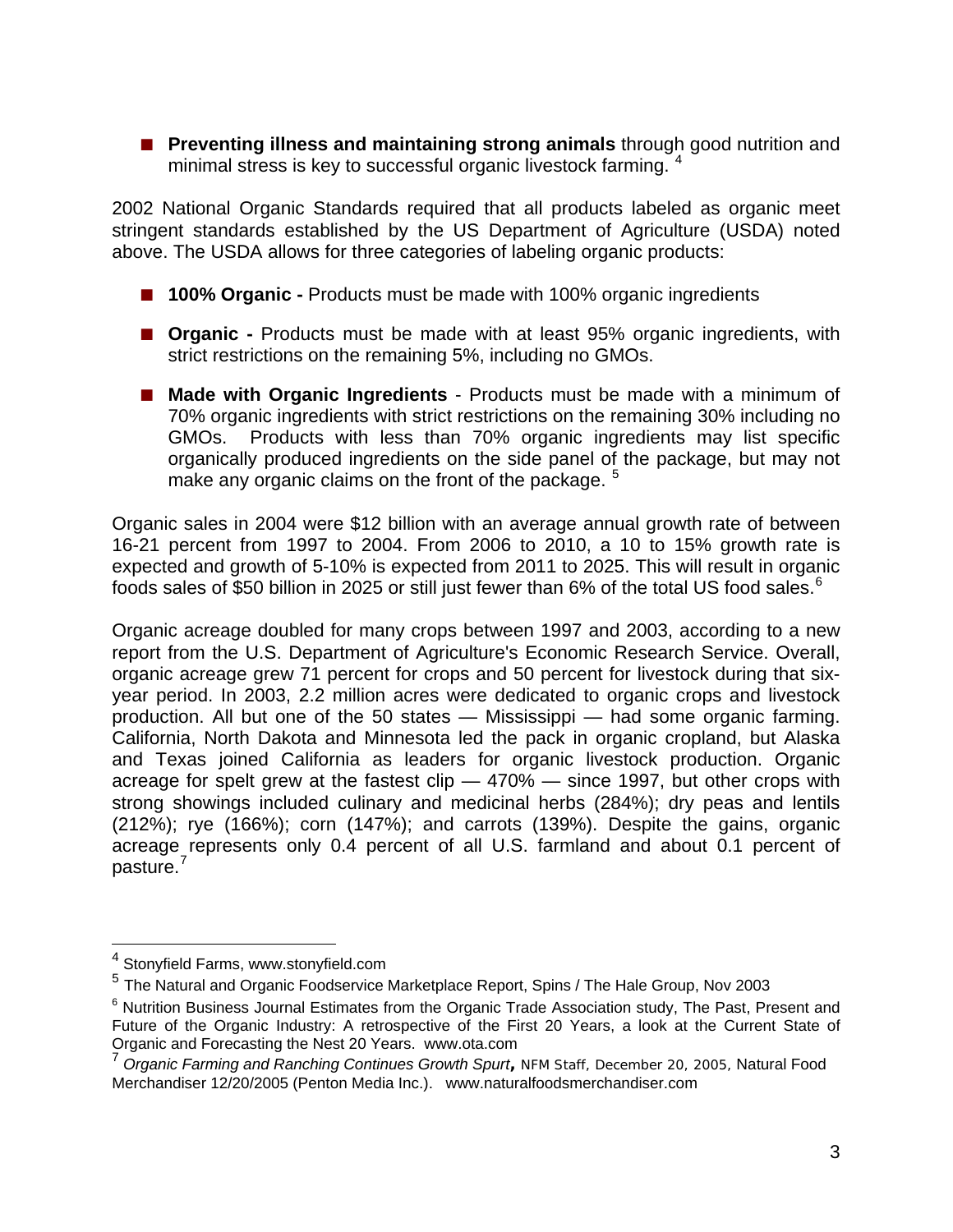- **Preventing illness and maintaining strong animals** through good nutrition and minimal stress is key to successful organic livestock farming. [4]

2002 National Organic Standards required that all products labeled as organic meet stringent standards established by the US Department of Agriculture (USDA) noted above. The USDA allows for three categories of labeling organic products:

- **100% Organic -** Products must be made with 100% organic ingredients
- **Organic -** Products must be made with at least 95% organic ingredients, with strict restrictions on the remaining 5%, including no GMOs.
- **Made with Organic Ingredients** - Products must be made with a minimum of 70% organic ingredients with strict restrictions on the remaining 30% including no GMOs. Products with less than 70% organic ingredients may list specific organically produced ingredients on the side panel of the package, but may not make any organic claims on the front of the package. [5]

Organic sales in 2004 were $12 billion with an average annual growth rate of between 16-21 percent from 1997 to 2004. From 2006 to 2010, a 10 to 15% growth rate is expected and growth of 5-10% is expected from 2011 to 2025. This will result in organic foods sales of $50 billion in 2025 or still just fewer than 6% of the total US food sales.[6]

Organic acreage doubled for many crops between 1997 and 2003, according to a new report from the U.S. Department of Agriculture's Economic Research Service. Overall, organic acreage grew 71 percent for crops and 50 percent for livestock during that six-year period. In 2003, 2.2 million acres were dedicated to organic crops and livestock production. All but one of the 50 states — Mississippi — had some organic farming. California, North Dakota and Minnesota led the pack in organic cropland, but Alaska and Texas joined California as leaders for organic livestock production. Organic acreage for spelt grew at the fastest clip — 470% — since 1997, but other crops with strong showings included culinary and medicinal herbs (284%); dry peas and lentils (212%); rye (166%); corn (147%); and carrots (139%). Despite the gains, organic acreage represents only 0.4 percent of all U.S. farmland and about 0.1 percent of pasture.[7]

---

[4] Stonyfield Farms, www.stonyfield.com

[5] The Natural and Organic Foodservice Marketplace Report, Spins / The Hale Group, Nov 2003

[6] Nutrition Business Journal Estimates from the Organic Trade Association study, The Past, Present and Future of the Organic Industry: A retrospective of the First 20 Years, a look at the Current State of Organic and Forecasting the Nest 20 Years. www.ota.com

[7] *Organic Farming and Ranching Continues Growth Spurt*, NFM Staff, December 20, 2005, Natural Food Merchandiser 12/20/2005 (Penton Media Inc.). www.naturalfoodsmerchandiser.com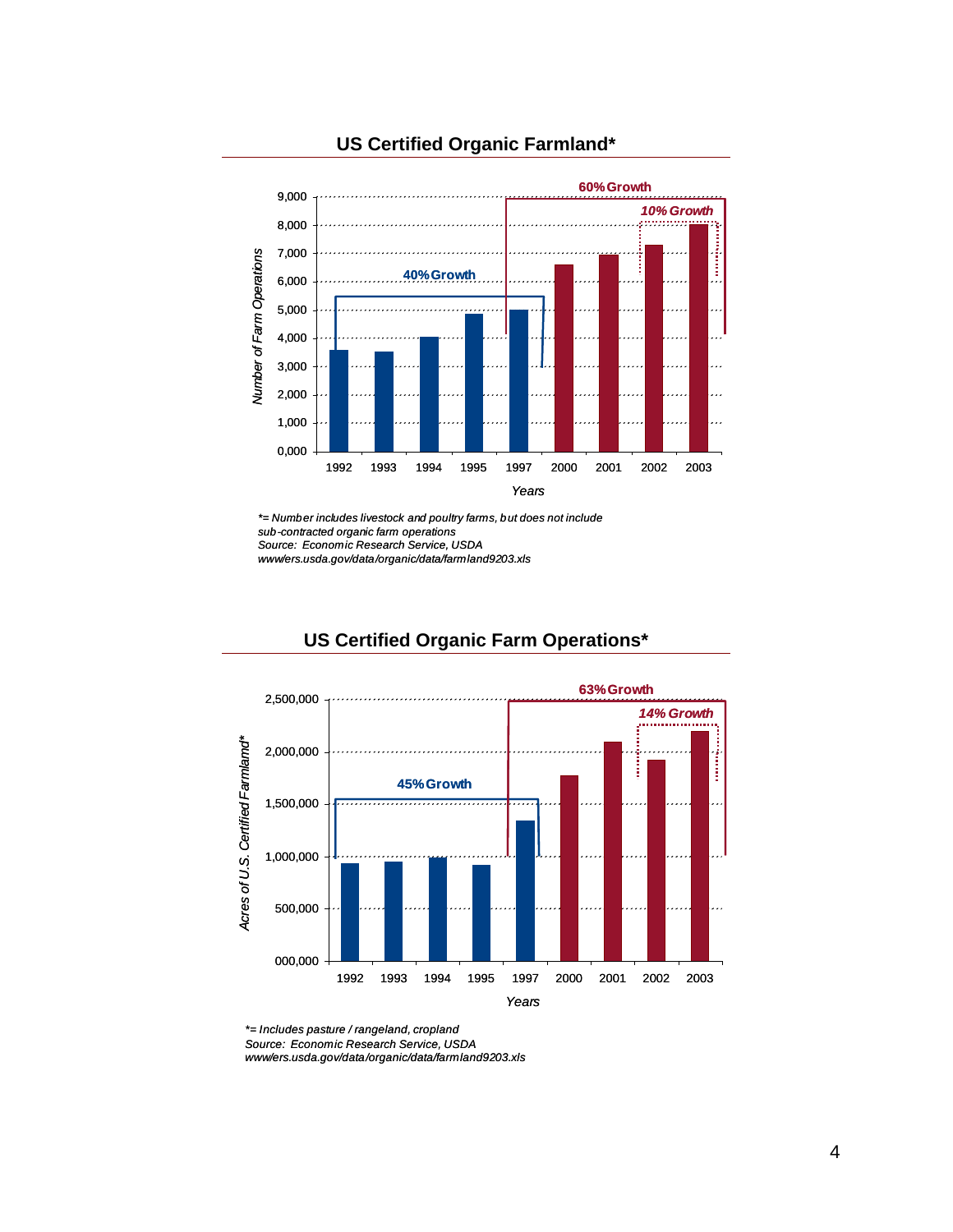## US Certified Organic Farmland*

| Years | Number of Farm Operations |
|---|---|
| 1992 | ~3,600 |
| 1993 | ~3,500 |
| 1994 | ~4,050 |
| 1995 | ~4,850 |
| 1997 | ~5,000 |
| 2000 | ~6,600 |
| 2001 | ~6,950 |
| 2002 | ~7,300 |
| 2003 | ~8,000 |

40% Growth (1992–1997)

60% Growth (1997–2003)

10% Growth (2002–2003)

*= Number includes livestock and poultry farms, but does not include sub-contracted organic farm operations
Source: Economic Research Service, USDA
www/ers.usda.gov/data/organic/data/farmland9203.xls

## US Certified Organic Farm Operations*

| Years | Acres of U.S. Certified Farmland* |
|---|---|
| 1992 | ~935,000 |
| 1993 | ~955,000 |
| 1994 | ~990,000 |
| 1995 | ~920,000 |
| 1997 | ~1,345,000 |
| 2000 | ~1,775,000 |
| 2001 | ~2,095,000 |
| 2002 | ~1,925,000 |
| 2003 | ~2,195,000 |

45% Growth (1992–1997)

63% Growth (1997–2003)

14% Growth (2002–2003)

*= Includes pasture / rangeland, cropland
Source: Economic Research Service, USDA
www/ers.usda.gov/data/organic/data/farmland9203.xls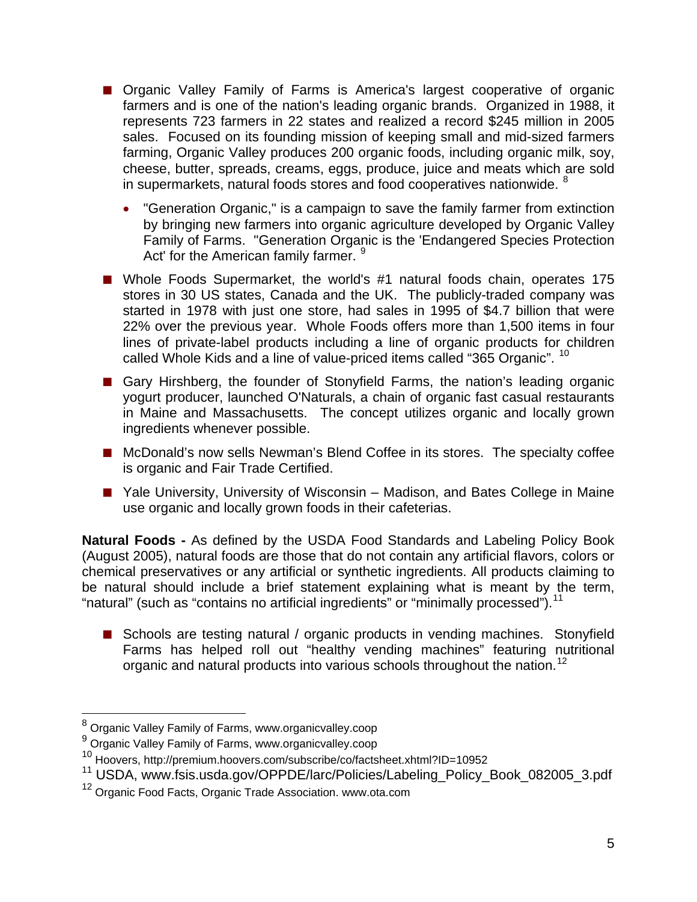- Organic Valley Family of Farms is America's largest cooperative of organic farmers and is one of the nation's leading organic brands. Organized in 1988, it represents 723 farmers in 22 states and realized a record $245 million in 2005 sales. Focused on its founding mission of keeping small and mid-sized farmers farming, Organic Valley produces 200 organic foods, including organic milk, soy, cheese, butter, spreads, creams, eggs, produce, juice and meats which are sold in supermarkets, natural foods stores and food cooperatives nationwide. [8]
  - "Generation Organic," is a campaign to save the family farmer from extinction by bringing new farmers into organic agriculture developed by Organic Valley Family of Farms. "Generation Organic is the 'Endangered Species Protection Act' for the American family farmer. [9]
- Whole Foods Supermarket, the world's #1 natural foods chain, operates 175 stores in 30 US states, Canada and the UK. The publicly-traded company was started in 1978 with just one store, had sales in 1995 of $4.7 billion that were 22% over the previous year. Whole Foods offers more than 1,500 items in four lines of private-label products including a line of organic products for children called Whole Kids and a line of value-priced items called "365 Organic". [10]
- Gary Hirshberg, the founder of Stonyfield Farms, the nation's leading organic yogurt producer, launched O'Naturals, a chain of organic fast casual restaurants in Maine and Massachusetts. The concept utilizes organic and locally grown ingredients whenever possible.
- McDonald's now sells Newman's Blend Coffee in its stores. The specialty coffee is organic and Fair Trade Certified.
- Yale University, University of Wisconsin – Madison, and Bates College in Maine use organic and locally grown foods in their cafeterias.

**Natural Foods -** As defined by the USDA Food Standards and Labeling Policy Book (August 2005), natural foods are those that do not contain any artificial flavors, colors or chemical preservatives or any artificial or synthetic ingredients. All products claiming to be natural should include a brief statement explaining what is meant by the term, "natural" (such as "contains no artificial ingredients" or "minimally processed").[11]

- Schools are testing natural / organic products in vending machines. Stonyfield Farms has helped roll out "healthy vending machines" featuring nutritional organic and natural products into various schools throughout the nation.[12]

---

[8] Organic Valley Family of Farms, www.organicvalley.coop

[9] Organic Valley Family of Farms, www.organicvalley.coop

[10] Hoovers, http://premium.hoovers.com/subscribe/co/factsheet.xhtml?ID=10952

[11] USDA, www.fsis.usda.gov/OPPDE/larc/Policies/Labeling_Policy_Book_082005_3.pdf

[12] Organic Food Facts, Organic Trade Association. www.ota.com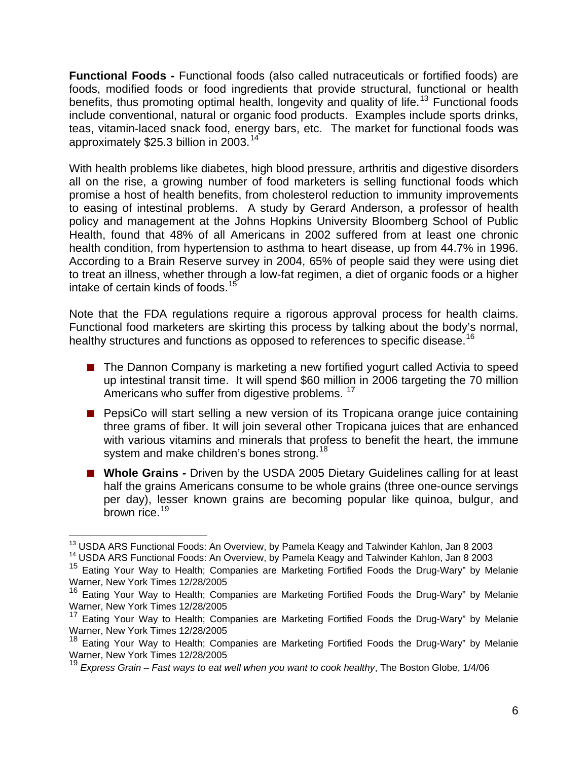**Functional Foods -** Functional foods (also called nutraceuticals or fortified foods) are foods, modified foods or food ingredients that provide structural, functional or health benefits, thus promoting optimal health, longevity and quality of life.[13] Functional foods include conventional, natural or organic food products. Examples include sports drinks, teas, vitamin-laced snack food, energy bars, etc. The market for functional foods was approximately $25.3 billion in 2003.[14]

With health problems like diabetes, high blood pressure, arthritis and digestive disorders all on the rise, a growing number of food marketers is selling functional foods which promise a host of health benefits, from cholesterol reduction to immunity improvements to easing of intestinal problems. A study by Gerard Anderson, a professor of health policy and management at the Johns Hopkins University Bloomberg School of Public Health, found that 48% of all Americans in 2002 suffered from at least one chronic health condition, from hypertension to asthma to heart disease, up from 44.7% in 1996. According to a Brain Reserve survey in 2004, 65% of people said they were using diet to treat an illness, whether through a low-fat regimen, a diet of organic foods or a higher intake of certain kinds of foods.[15]

Note that the FDA regulations require a rigorous approval process for health claims. Functional food marketers are skirting this process by talking about the body's normal, healthy structures and functions as opposed to references to specific disease.[16]

- The Dannon Company is marketing a new fortified yogurt called Activia to speed up intestinal transit time. It will spend $60 million in 2006 targeting the 70 million Americans who suffer from digestive problems.[17]
- PepsiCo will start selling a new version of its Tropicana orange juice containing three grams of fiber. It will join several other Tropicana juices that are enhanced with various vitamins and minerals that profess to benefit the heart, the immune system and make children's bones strong.[18]
- **Whole Grains -** Driven by the USDA 2005 Dietary Guidelines calling for at least half the grains Americans consume to be whole grains (three one-ounce servings per day), lesser known grains are becoming popular like quinoa, bulgur, and brown rice.[19]

---

[13] USDA ARS Functional Foods: An Overview, by Pamela Keagy and Talwinder Kahlon, Jan 8 2003

[14] USDA ARS Functional Foods: An Overview, by Pamela Keagy and Talwinder Kahlon, Jan 8 2003

[15] Eating Your Way to Health; Companies are Marketing Fortified Foods the Drug-Wary" by Melanie Warner, New York Times 12/28/2005

[16] Eating Your Way to Health; Companies are Marketing Fortified Foods the Drug-Wary" by Melanie Warner, New York Times 12/28/2005

[17] Eating Your Way to Health; Companies are Marketing Fortified Foods the Drug-Wary" by Melanie Warner, New York Times 12/28/2005

[18] Eating Your Way to Health; Companies are Marketing Fortified Foods the Drug-Wary" by Melanie Warner, New York Times 12/28/2005

[19] *Express Grain – Fast ways to eat well when you want to cook healthy*, The Boston Globe, 1/4/06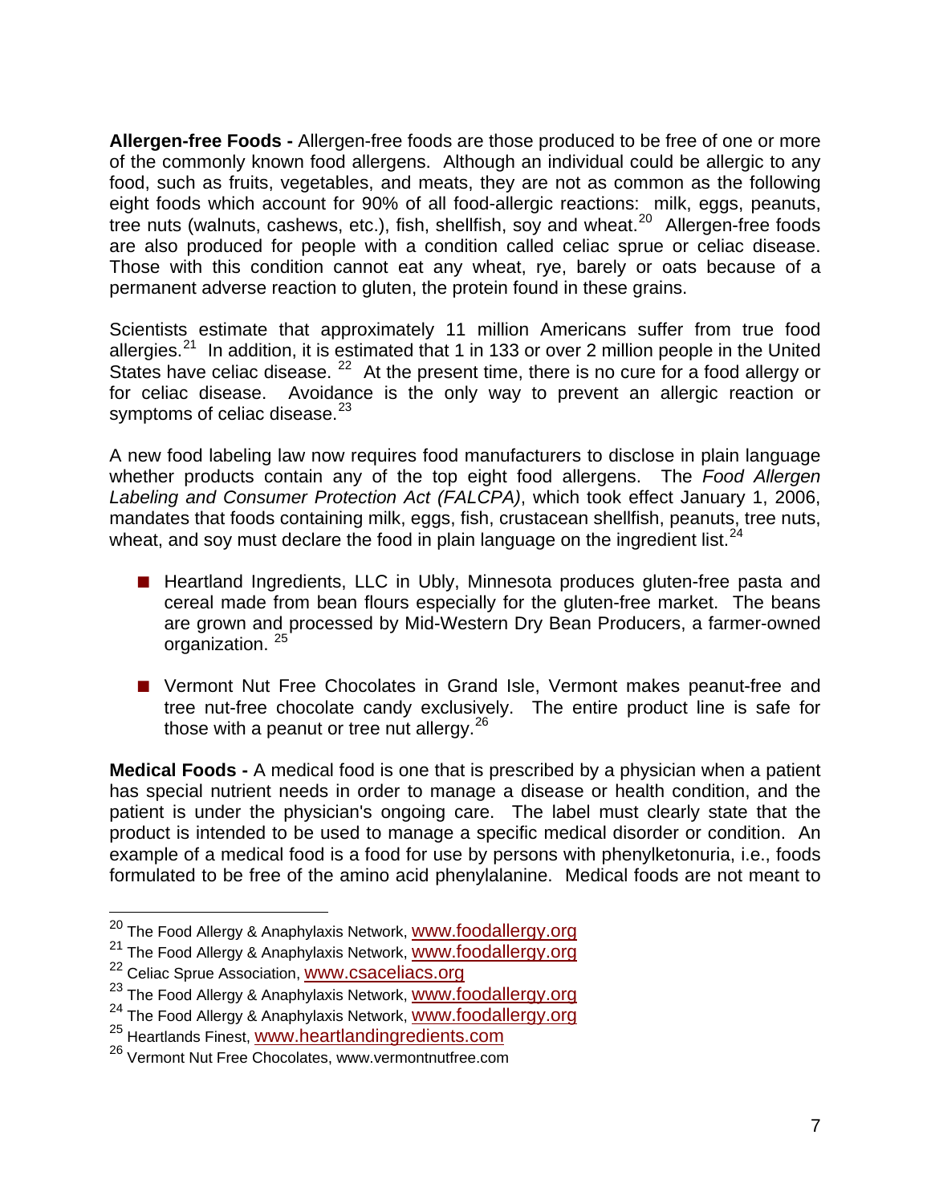**Allergen-free Foods -** Allergen-free foods are those produced to be free of one or more of the commonly known food allergens. Although an individual could be allergic to any food, such as fruits, vegetables, and meats, they are not as common as the following eight foods which account for 90% of all food-allergic reactions: milk, eggs, peanuts, tree nuts (walnuts, cashews, etc.), fish, shellfish, soy and wheat.[20] Allergen-free foods are also produced for people with a condition called celiac sprue or celiac disease. Those with this condition cannot eat any wheat, rye, barely or oats because of a permanent adverse reaction to gluten, the protein found in these grains.

Scientists estimate that approximately 11 million Americans suffer from true food allergies.[21] In addition, it is estimated that 1 in 133 or over 2 million people in the United States have celiac disease. [22] At the present time, there is no cure for a food allergy or for celiac disease. Avoidance is the only way to prevent an allergic reaction or symptoms of celiac disease.[23]

A new food labeling law now requires food manufacturers to disclose in plain language whether products contain any of the top eight food allergens. The *Food Allergen Labeling and Consumer Protection Act (FALCPA)*, which took effect January 1, 2006, mandates that foods containing milk, eggs, fish, crustacean shellfish, peanuts, tree nuts, wheat, and soy must declare the food in plain language on the ingredient list.[24]

- Heartland Ingredients, LLC in Ubly, Minnesota produces gluten-free pasta and cereal made from bean flours especially for the gluten-free market. The beans are grown and processed by Mid-Western Dry Bean Producers, a farmer-owned organization. [25]

- Vermont Nut Free Chocolates in Grand Isle, Vermont makes peanut-free and tree nut-free chocolate candy exclusively. The entire product line is safe for those with a peanut or tree nut allergy.[26]

**Medical Foods -** A medical food is one that is prescribed by a physician when a patient has special nutrient needs in order to manage a disease or health condition, and the patient is under the physician's ongoing care. The label must clearly state that the product is intended to be used to manage a specific medical disorder or condition. An example of a medical food is a food for use by persons with phenylketonuria, i.e., foods formulated to be free of the amino acid phenylalanine. Medical foods are not meant to

---

[20] The Food Allergy & Anaphylaxis Network, www.foodallergy.org
[21] The Food Allergy & Anaphylaxis Network, www.foodallergy.org
[22] Celiac Sprue Association, www.csaceliacs.org
[23] The Food Allergy & Anaphylaxis Network, www.foodallergy.org
[24] The Food Allergy & Anaphylaxis Network, www.foodallergy.org
[25] Heartlands Finest, www.heartlandingredients.com
[26] Vermont Nut Free Chocolates, www.vermontnutfree.com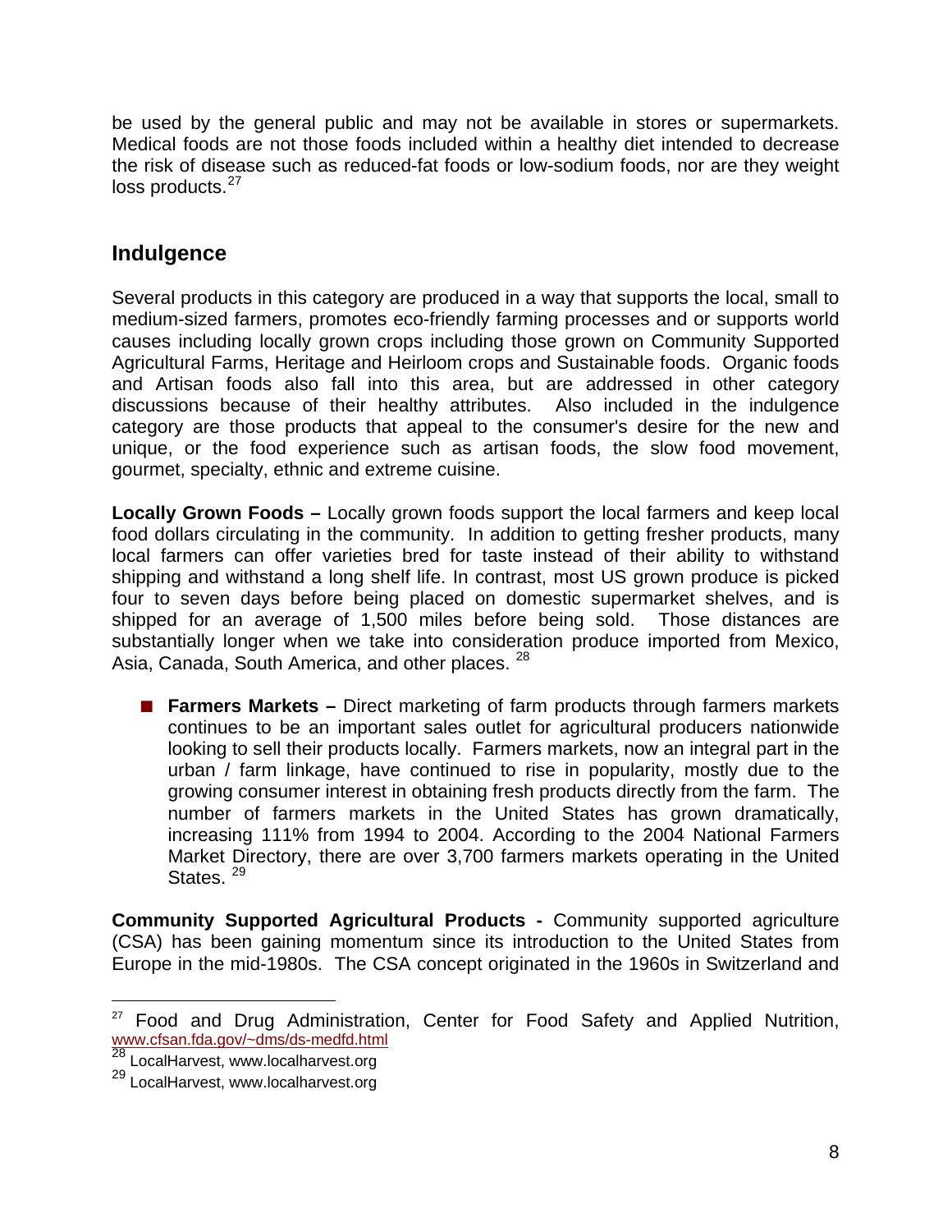be used by the general public and may not be available in stores or supermarkets. Medical foods are not those foods included within a healthy diet intended to decrease the risk of disease such as reduced-fat foods or low-sodium foods, nor are they weight loss products.[27]

## Indulgence

Several products in this category are produced in a way that supports the local, small to medium-sized farmers, promotes eco-friendly farming processes and or supports world causes including locally grown crops including those grown on Community Supported Agricultural Farms, Heritage and Heirloom crops and Sustainable foods. Organic foods and Artisan foods also fall into this area, but are addressed in other category discussions because of their healthy attributes. Also included in the indulgence category are those products that appeal to the consumer's desire for the new and unique, or the food experience such as artisan foods, the slow food movement, gourmet, specialty, ethnic and extreme cuisine.

**Locally Grown Foods –** Locally grown foods support the local farmers and keep local food dollars circulating in the community. In addition to getting fresher products, many local farmers can offer varieties bred for taste instead of their ability to withstand shipping and withstand a long shelf life. In contrast, most US grown produce is picked four to seven days before being placed on domestic supermarket shelves, and is shipped for an average of 1,500 miles before being sold. Those distances are substantially longer when we take into consideration produce imported from Mexico, Asia, Canada, South America, and other places. [28]

- **Farmers Markets –** Direct marketing of farm products through farmers markets continues to be an important sales outlet for agricultural producers nationwide looking to sell their products locally. Farmers markets, now an integral part in the urban / farm linkage, have continued to rise in popularity, mostly due to the growing consumer interest in obtaining fresh products directly from the farm. The number of farmers markets in the United States has grown dramatically, increasing 111% from 1994 to 2004. According to the 2004 National Farmers Market Directory, there are over 3,700 farmers markets operating in the United States. [29]

**Community Supported Agricultural Products -** Community supported agriculture (CSA) has been gaining momentum since its introduction to the United States from Europe in the mid-1980s. The CSA concept originated in the 1960s in Switzerland and

---

[27] Food and Drug Administration, Center for Food Safety and Applied Nutrition, www.cfsan.fda.gov/~dms/ds-medfd.html

[28] LocalHarvest, www.localharvest.org

[29] LocalHarvest, www.localharvest.org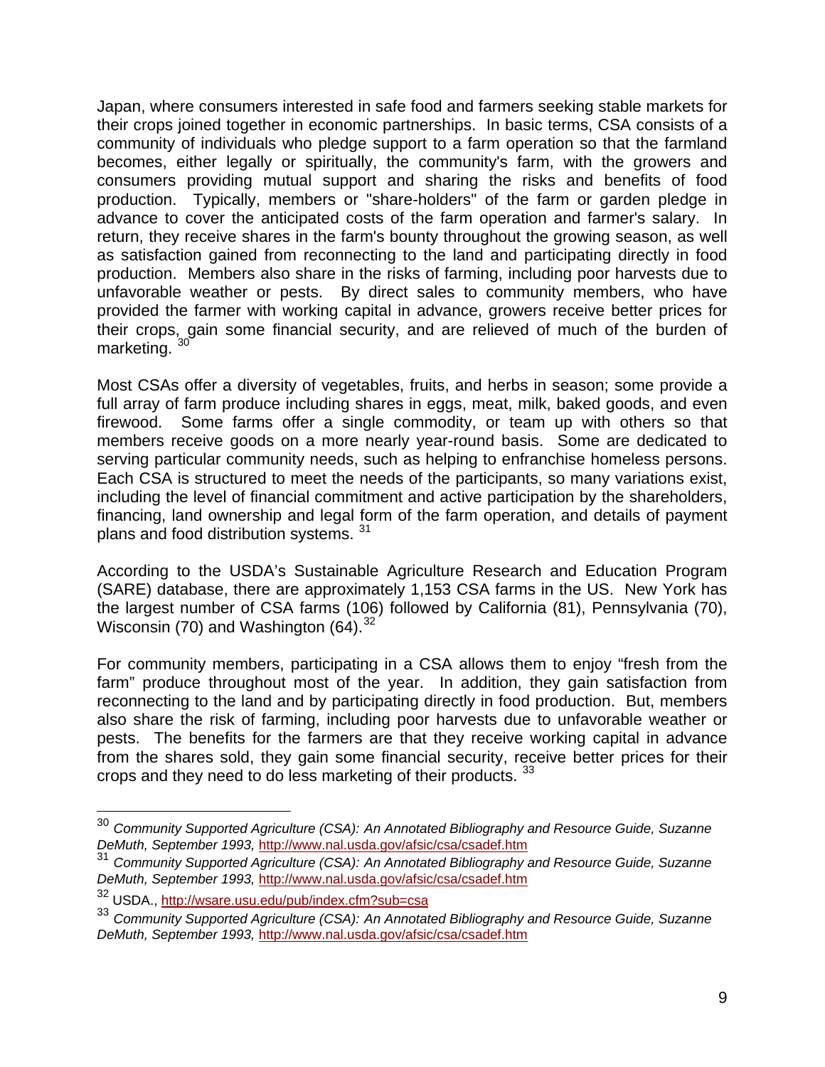Japan, where consumers interested in safe food and farmers seeking stable markets for their crops joined together in economic partnerships. In basic terms, CSA consists of a community of individuals who pledge support to a farm operation so that the farmland becomes, either legally or spiritually, the community's farm, with the growers and consumers providing mutual support and sharing the risks and benefits of food production. Typically, members or "share-holders" of the farm or garden pledge in advance to cover the anticipated costs of the farm operation and farmer's salary. In return, they receive shares in the farm's bounty throughout the growing season, as well as satisfaction gained from reconnecting to the land and participating directly in food production. Members also share in the risks of farming, including poor harvests due to unfavorable weather or pests. By direct sales to community members, who have provided the farmer with working capital in advance, growers receive better prices for their crops, gain some financial security, and are relieved of much of the burden of marketing. [30]

Most CSAs offer a diversity of vegetables, fruits, and herbs in season; some provide a full array of farm produce including shares in eggs, meat, milk, baked goods, and even firewood. Some farms offer a single commodity, or team up with others so that members receive goods on a more nearly year-round basis. Some are dedicated to serving particular community needs, such as helping to enfranchise homeless persons. Each CSA is structured to meet the needs of the participants, so many variations exist, including the level of financial commitment and active participation by the shareholders, financing, land ownership and legal form of the farm operation, and details of payment plans and food distribution systems. [31]

According to the USDA's Sustainable Agriculture Research and Education Program (SARE) database, there are approximately 1,153 CSA farms in the US. New York has the largest number of CSA farms (106) followed by California (81), Pennsylvania (70), Wisconsin (70) and Washington (64). [32]

For community members, participating in a CSA allows them to enjoy "fresh from the farm" produce throughout most of the year. In addition, they gain satisfaction from reconnecting to the land and by participating directly in food production. But, members also share the risk of farming, including poor harvests due to unfavorable weather or pests. The benefits for the farmers are that they receive working capital in advance from the shares sold, they gain some financial security, receive better prices for their crops and they need to do less marketing of their products. [33]

---

[30] *Community Supported Agriculture (CSA): An Annotated Bibliography and Resource Guide, Suzanne DeMuth, September 1993,* http://www.nal.usda.gov/afsic/csa/csadef.htm

[31] *Community Supported Agriculture (CSA): An Annotated Bibliography and Resource Guide, Suzanne DeMuth, September 1993,* http://www.nal.usda.gov/afsic/csa/csadef.htm

[32] USDA., http://wsare.usu.edu/pub/index.cfm?sub=csa

[33] *Community Supported Agriculture (CSA): An Annotated Bibliography and Resource Guide, Suzanne DeMuth, September 1993,* http://www.nal.usda.gov/afsic/csa/csadef.htm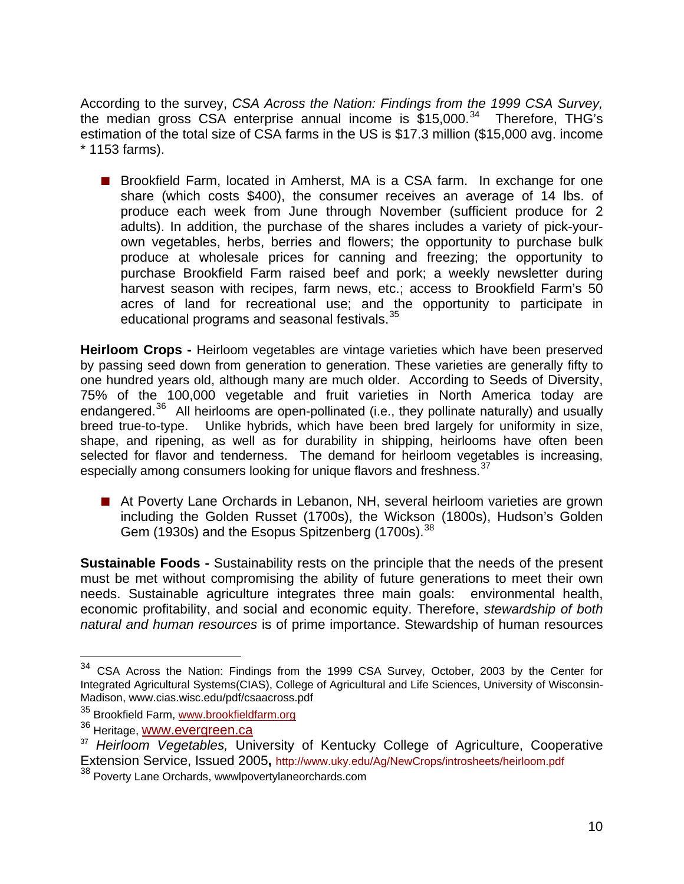According to the survey, *CSA Across the Nation: Findings from the 1999 CSA Survey,* the median gross CSA enterprise annual income is $15,000.[34] Therefore, THG's estimation of the total size of CSA farms in the US is $17.3 million ($15,000 avg. income * 1153 farms).

- Brookfield Farm, located in Amherst, MA is a CSA farm. In exchange for one share (which costs $400), the consumer receives an average of 14 lbs. of produce each week from June through November (sufficient produce for 2 adults). In addition, the purchase of the shares includes a variety of pick-your-own vegetables, herbs, berries and flowers; the opportunity to purchase bulk produce at wholesale prices for canning and freezing; the opportunity to purchase Brookfield Farm raised beef and pork; a weekly newsletter during harvest season with recipes, farm news, etc.; access to Brookfield Farm's 50 acres of land for recreational use; and the opportunity to participate in educational programs and seasonal festivals.[35]

**Heirloom Crops -** Heirloom vegetables are vintage varieties which have been preserved by passing seed down from generation to generation. These varieties are generally fifty to one hundred years old, although many are much older. According to Seeds of Diversity, 75% of the 100,000 vegetable and fruit varieties in North America today are endangered.[36] All heirlooms are open-pollinated (i.e., they pollinate naturally) and usually breed true-to-type. Unlike hybrids, which have been bred largely for uniformity in size, shape, and ripening, as well as for durability in shipping, heirlooms have often been selected for flavor and tenderness. The demand for heirloom vegetables is increasing, especially among consumers looking for unique flavors and freshness.[37]

- At Poverty Lane Orchards in Lebanon, NH, several heirloom varieties are grown including the Golden Russet (1700s), the Wickson (1800s), Hudson's Golden Gem (1930s) and the Esopus Spitzenberg (1700s).[38]

**Sustainable Foods -** Sustainability rests on the principle that the needs of the present must be met without compromising the ability of future generations to meet their own needs. Sustainable agriculture integrates three main goals: environmental health, economic profitability, and social and economic equity. Therefore, *stewardship of both natural and human resources* is of prime importance. Stewardship of human resources

---

[34] CSA Across the Nation: Findings from the 1999 CSA Survey, October, 2003 by the Center for Integrated Agricultural Systems(CIAS), College of Agricultural and Life Sciences, University of Wisconsin-Madison, www.cias.wisc.edu/pdf/csaacross.pdf

[35] Brookfield Farm, www.brookfieldfarm.org

[36] Heritage, www.evergreen.ca

[37] *Heirloom Vegetables,* University of Kentucky College of Agriculture, Cooperative Extension Service, Issued 2005, http://www.uky.edu/Ag/NewCrops/introsheets/heirloom.pdf

[38] Poverty Lane Orchards, wwwlpovertylaneorchards.com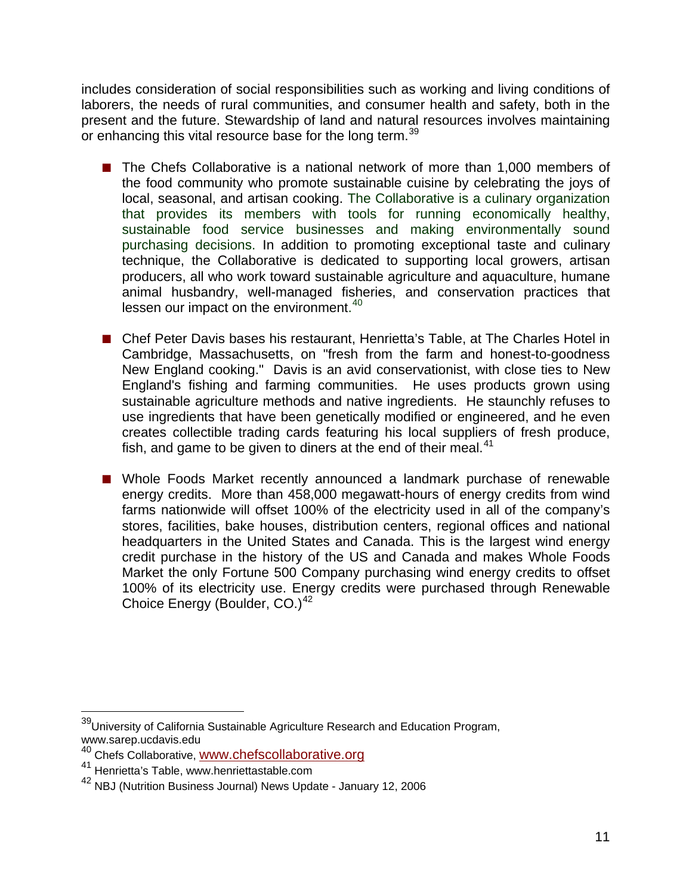includes consideration of social responsibilities such as working and living conditions of laborers, the needs of rural communities, and consumer health and safety, both in the present and the future. Stewardship of land and natural resources involves maintaining or enhancing this vital resource base for the long term.[39]

- The Chefs Collaborative is a national network of more than 1,000 members of the food community who promote sustainable cuisine by celebrating the joys of local, seasonal, and artisan cooking. The Collaborative is a culinary organization that provides its members with tools for running economically healthy, sustainable food service businesses and making environmentally sound purchasing decisions. In addition to promoting exceptional taste and culinary technique, the Collaborative is dedicated to supporting local growers, artisan producers, all who work toward sustainable agriculture and aquaculture, humane animal husbandry, well-managed fisheries, and conservation practices that lessen our impact on the environment.[40]

- Chef Peter Davis bases his restaurant, Henrietta's Table, at The Charles Hotel in Cambridge, Massachusetts, on "fresh from the farm and honest-to-goodness New England cooking." Davis is an avid conservationist, with close ties to New England's fishing and farming communities. He uses products grown using sustainable agriculture methods and native ingredients. He staunchly refuses to use ingredients that have been genetically modified or engineered, and he even creates collectible trading cards featuring his local suppliers of fresh produce, fish, and game to be given to diners at the end of their meal.[41]

- Whole Foods Market recently announced a landmark purchase of renewable energy credits. More than 458,000 megawatt-hours of energy credits from wind farms nationwide will offset 100% of the electricity used in all of the company's stores, facilities, bake houses, distribution centers, regional offices and national headquarters in the United States and Canada. This is the largest wind energy credit purchase in the history of the US and Canada and makes Whole Foods Market the only Fortune 500 Company purchasing wind energy credits to offset 100% of its electricity use. Energy credits were purchased through Renewable Choice Energy (Boulder, CO.)[42]

---

[39] University of California Sustainable Agriculture Research and Education Program, www.sarep.ucdavis.edu

[40] Chefs Collaborative, www.chefscollaborative.org

[41] Henrietta's Table, www.henriettastable.com

[42] NBJ (Nutrition Business Journal) News Update - January 12, 2006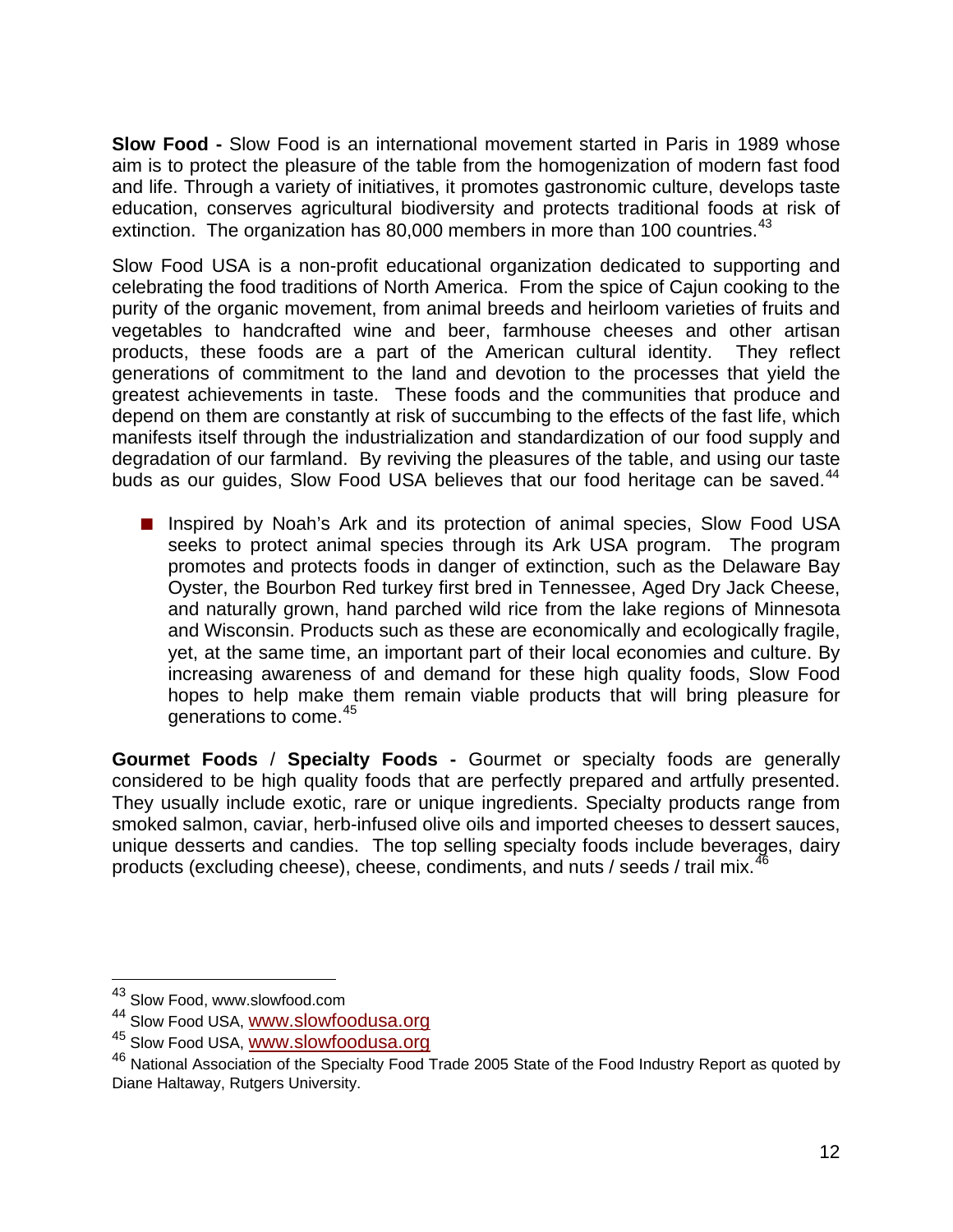**Slow Food -** Slow Food is an international movement started in Paris in 1989 whose aim is to protect the pleasure of the table from the homogenization of modern fast food and life. Through a variety of initiatives, it promotes gastronomic culture, develops taste education, conserves agricultural biodiversity and protects traditional foods at risk of extinction. The organization has 80,000 members in more than 100 countries.[43]

Slow Food USA is a non-profit educational organization dedicated to supporting and celebrating the food traditions of North America. From the spice of Cajun cooking to the purity of the organic movement, from animal breeds and heirloom varieties of fruits and vegetables to handcrafted wine and beer, farmhouse cheeses and other artisan products, these foods are a part of the American cultural identity. They reflect generations of commitment to the land and devotion to the processes that yield the greatest achievements in taste. These foods and the communities that produce and depend on them are constantly at risk of succumbing to the effects of the fast life, which manifests itself through the industrialization and standardization of our food supply and degradation of our farmland. By reviving the pleasures of the table, and using our taste buds as our guides, Slow Food USA believes that our food heritage can be saved.[44]

- Inspired by Noah's Ark and its protection of animal species, Slow Food USA seeks to protect animal species through its Ark USA program. The program promotes and protects foods in danger of extinction, such as the Delaware Bay Oyster, the Bourbon Red turkey first bred in Tennessee, Aged Dry Jack Cheese, and naturally grown, hand parched wild rice from the lake regions of Minnesota and Wisconsin. Products such as these are economically and ecologically fragile, yet, at the same time, an important part of their local economies and culture. By increasing awareness of and demand for these high quality foods, Slow Food hopes to help make them remain viable products that will bring pleasure for generations to come.[45]

**Gourmet Foods** / **Specialty Foods -** Gourmet or specialty foods are generally considered to be high quality foods that are perfectly prepared and artfully presented. They usually include exotic, rare or unique ingredients. Specialty products range from smoked salmon, caviar, herb-infused olive oils and imported cheeses to dessert sauces, unique desserts and candies. The top selling specialty foods include beverages, dairy products (excluding cheese), cheese, condiments, and nuts / seeds / trail mix.[46]

---

[43] Slow Food, www.slowfood.com

[44] Slow Food USA, www.slowfoodusa.org

[45] Slow Food USA, www.slowfoodusa.org

[46] National Association of the Specialty Food Trade 2005 State of the Food Industry Report as quoted by Diane Haltaway, Rutgers University.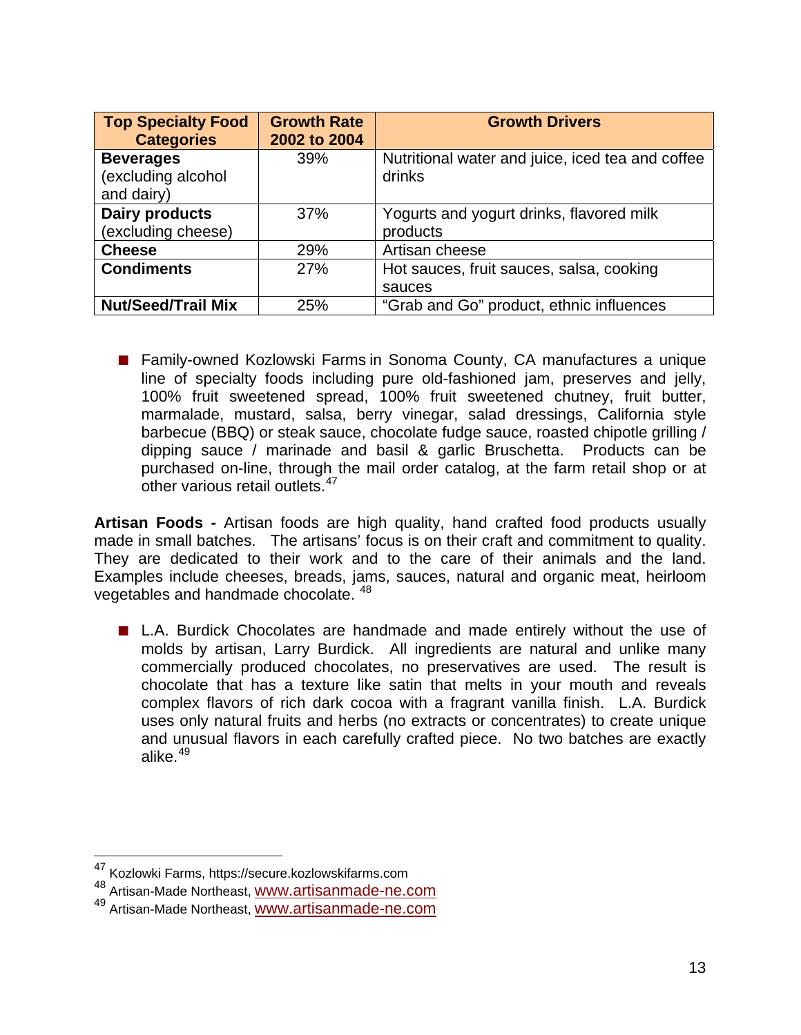| Top Specialty Food Categories | Growth Rate 2002 to 2004 | Growth Drivers |
|---|---|---|
| **Beverages** (excluding alcohol and dairy) | 39% | Nutritional water and juice, iced tea and coffee drinks |
| **Dairy products** (excluding cheese) | 37% | Yogurts and yogurt drinks, flavored milk products |
| **Cheese** | 29% | Artisan cheese |
| **Condiments** | 27% | Hot sauces, fruit sauces, salsa, cooking sauces |
| **Nut/Seed/Trail Mix** | 25% | "Grab and Go" product, ethnic influences |

- Family-owned Kozlowski Farms in Sonoma County, CA manufactures a unique line of specialty foods including pure old-fashioned jam, preserves and jelly, 100% fruit sweetened spread, 100% fruit sweetened chutney, fruit butter, marmalade, mustard, salsa, berry vinegar, salad dressings, California style barbecue (BBQ) or steak sauce, chocolate fudge sauce, roasted chipotle grilling / dipping sauce / marinade and basil & garlic Bruschetta. Products can be purchased on-line, through the mail order catalog, at the farm retail shop or at other various retail outlets.[47]

**Artisan Foods -** Artisan foods are high quality, hand crafted food products usually made in small batches. The artisans' focus is on their craft and commitment to quality. They are dedicated to their work and to the care of their animals and the land. Examples include cheeses, breads, jams, sauces, natural and organic meat, heirloom vegetables and handmade chocolate.[48]

- L.A. Burdick Chocolates are handmade and made entirely without the use of molds by artisan, Larry Burdick. All ingredients are natural and unlike many commercially produced chocolates, no preservatives are used. The result is chocolate that has a texture like satin that melts in your mouth and reveals complex flavors of rich dark cocoa with a fragrant vanilla finish. L.A. Burdick uses only natural fruits and herbs (no extracts or concentrates) to create unique and unusual flavors in each carefully crafted piece. No two batches are exactly alike.[49]

---

[47] Kozlowki Farms, https://secure.kozlowskifarms.com

[48] Artisan-Made Northeast, www.artisanmade-ne.com

[49] Artisan-Made Northeast, www.artisanmade-ne.com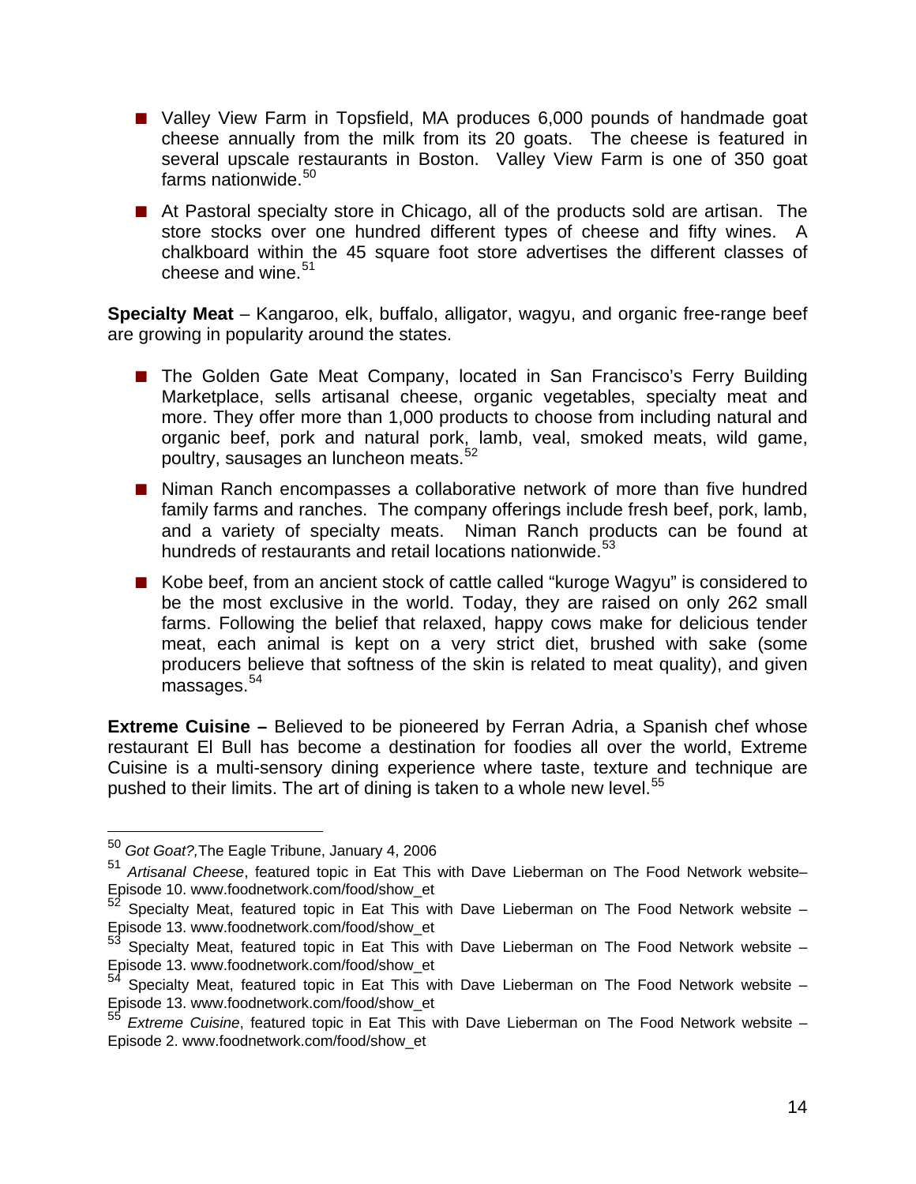- Valley View Farm in Topsfield, MA produces 6,000 pounds of handmade goat cheese annually from the milk from its 20 goats. The cheese is featured in several upscale restaurants in Boston. Valley View Farm is one of 350 goat farms nationwide.[50]

- At Pastoral specialty store in Chicago, all of the products sold are artisan. The store stocks over one hundred different types of cheese and fifty wines. A chalkboard within the 45 square foot store advertises the different classes of cheese and wine.[51]

**Specialty Meat** – Kangaroo, elk, buffalo, alligator, wagyu, and organic free-range beef are growing in popularity around the states.

- The Golden Gate Meat Company, located in San Francisco's Ferry Building Marketplace, sells artisanal cheese, organic vegetables, specialty meat and more. They offer more than 1,000 products to choose from including natural and organic beef, pork and natural pork, lamb, veal, smoked meats, wild game, poultry, sausages an luncheon meats.[52]

- Niman Ranch encompasses a collaborative network of more than five hundred family farms and ranches. The company offerings include fresh beef, pork, lamb, and a variety of specialty meats. Niman Ranch products can be found at hundreds of restaurants and retail locations nationwide.[53]

- Kobe beef, from an ancient stock of cattle called "kuroge Wagyu" is considered to be the most exclusive in the world. Today, they are raised on only 262 small farms. Following the belief that relaxed, happy cows make for delicious tender meat, each animal is kept on a very strict diet, brushed with sake (some producers believe that softness of the skin is related to meat quality), and given massages.[54]

**Extreme Cuisine –** Believed to be pioneered by Ferran Adria, a Spanish chef whose restaurant El Bull has become a destination for foodies all over the world, Extreme Cuisine is a multi-sensory dining experience where taste, texture and technique are pushed to their limits. The art of dining is taken to a whole new level.[55]

---

[50] *Got Goat?,*The Eagle Tribune, January 4, 2006

[51] *Artisanal Cheese*, featured topic in Eat This with Dave Lieberman on The Food Network website– Episode 10. www.foodnetwork.com/food/show_et

[52] Specialty Meat, featured topic in Eat This with Dave Lieberman on The Food Network website – Episode 13. www.foodnetwork.com/food/show_et

[53] Specialty Meat, featured topic in Eat This with Dave Lieberman on The Food Network website – Episode 13. www.foodnetwork.com/food/show_et

[54] Specialty Meat, featured topic in Eat This with Dave Lieberman on The Food Network website – Episode 13. www.foodnetwork.com/food/show_et

[55] *Extreme Cuisine*, featured topic in Eat This with Dave Lieberman on The Food Network website – Episode 2. www.foodnetwork.com/food/show_et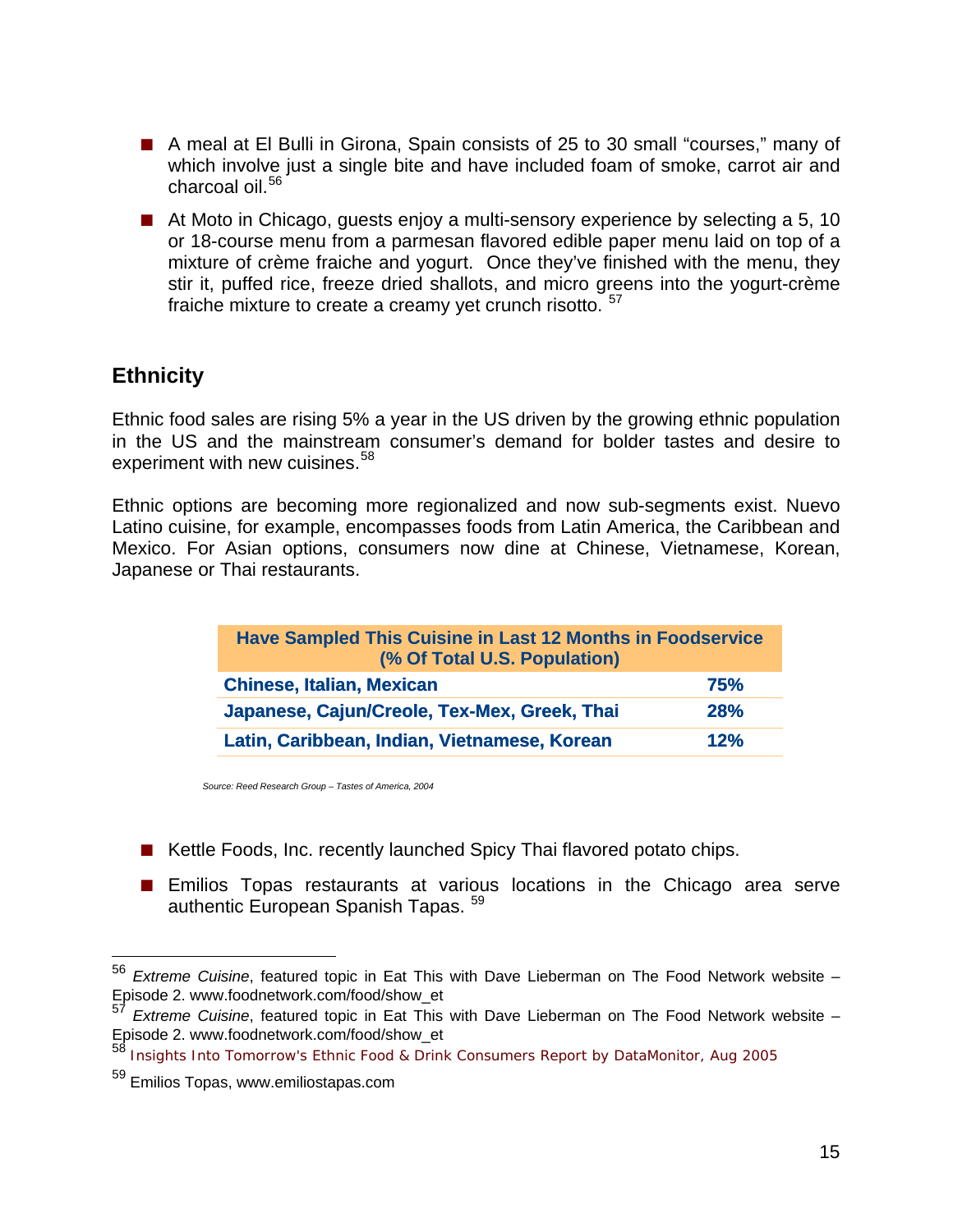- A meal at El Bulli in Girona, Spain consists of 25 to 30 small "courses," many of which involve just a single bite and have included foam of smoke, carrot air and charcoal oil.[56]

- At Moto in Chicago, guests enjoy a multi-sensory experience by selecting a 5, 10 or 18-course menu from a parmesan flavored edible paper menu laid on top of a mixture of crème fraiche and yogurt. Once they've finished with the menu, they stir it, puffed rice, freeze dried shallots, and micro greens into the yogurt-crème fraiche mixture to create a creamy yet crunch risotto. [57]

## Ethnicity

Ethnic food sales are rising 5% a year in the US driven by the growing ethnic population in the US and the mainstream consumer's demand for bolder tastes and desire to experiment with new cuisines.[58]

Ethnic options are becoming more regionalized and now sub-segments exist. Nuevo Latino cuisine, for example, encompasses foods from Latin America, the Caribbean and Mexico. For Asian options, consumers now dine at Chinese, Vietnamese, Korean, Japanese or Thai restaurants.

| Have Sampled This Cuisine in Last 12 Months in Foodservice (% Of Total U.S. Population) | |
|---|---|
| **Chinese, Italian, Mexican** | **75%** |
| **Japanese, Cajun/Creole, Tex-Mex, Greek, Thai** | **28%** |
| **Latin, Caribbean, Indian, Vietnamese, Korean** | **12%** |

*Source: Reed Research Group – Tastes of America, 2004*

- Kettle Foods, Inc. recently launched Spicy Thai flavored potato chips.

- Emilios Topas restaurants at various locations in the Chicago area serve authentic European Spanish Tapas. [59]

---

[56] *Extreme Cuisine*, featured topic in Eat This with Dave Lieberman on The Food Network website – Episode 2. www.foodnetwork.com/food/show_et

[57] *Extreme Cuisine*, featured topic in Eat This with Dave Lieberman on The Food Network website – Episode 2. www.foodnetwork.com/food/show_et

[58] Insights Into Tomorrow's Ethnic Food & Drink Consumers Report by DataMonitor, Aug 2005

[59] Emilios Topas, www.emiliostapas.com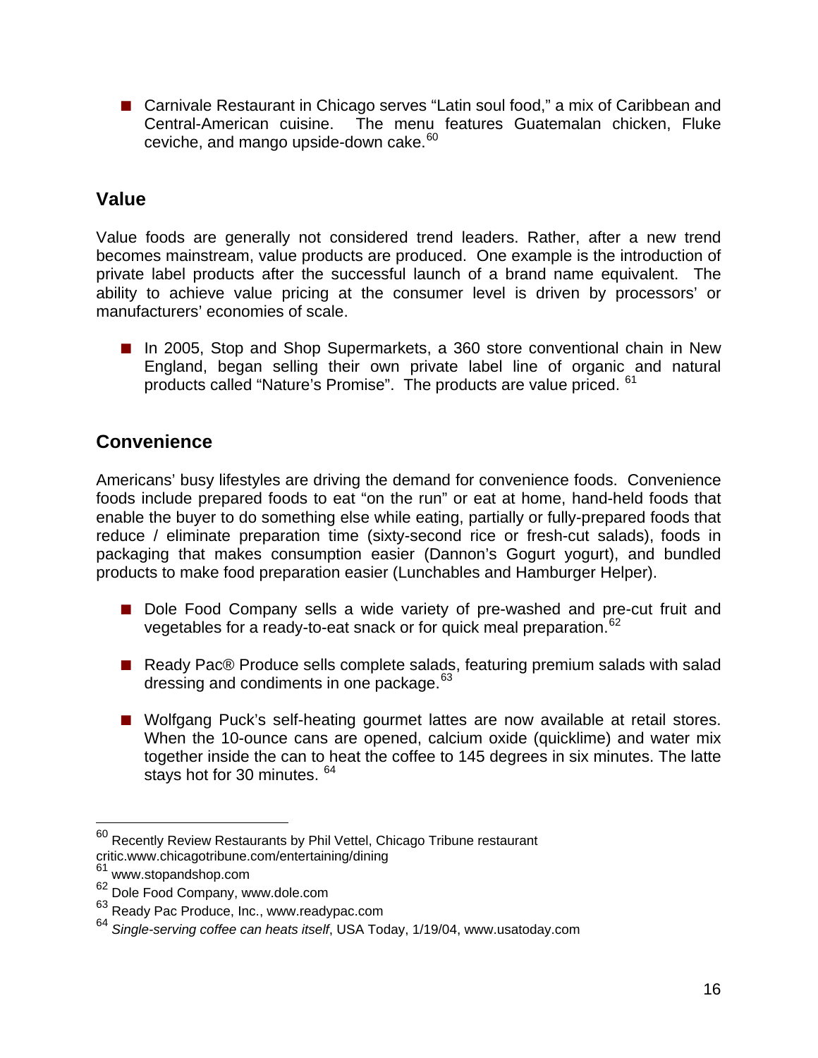- Carnivale Restaurant in Chicago serves "Latin soul food," a mix of Caribbean and Central-American cuisine. The menu features Guatemalan chicken, Fluke ceviche, and mango upside-down cake.[60]

## Value

Value foods are generally not considered trend leaders. Rather, after a new trend becomes mainstream, value products are produced. One example is the introduction of private label products after the successful launch of a brand name equivalent. The ability to achieve value pricing at the consumer level is driven by processors' or manufacturers' economies of scale.

- In 2005, Stop and Shop Supermarkets, a 360 store conventional chain in New England, began selling their own private label line of organic and natural products called "Nature's Promise". The products are value priced. [61]

## Convenience

Americans' busy lifestyles are driving the demand for convenience foods. Convenience foods include prepared foods to eat "on the run" or eat at home, hand-held foods that enable the buyer to do something else while eating, partially or fully-prepared foods that reduce / eliminate preparation time (sixty-second rice or fresh-cut salads), foods in packaging that makes consumption easier (Dannon's Gogurt yogurt), and bundled products to make food preparation easier (Lunchables and Hamburger Helper).

- Dole Food Company sells a wide variety of pre-washed and pre-cut fruit and vegetables for a ready-to-eat snack or for quick meal preparation.[62]

- Ready Pac® Produce sells complete salads, featuring premium salads with salad dressing and condiments in one package.[63]

- Wolfgang Puck's self-heating gourmet lattes are now available at retail stores. When the 10-ounce cans are opened, calcium oxide (quicklime) and water mix together inside the can to heat the coffee to 145 degrees in six minutes. The latte stays hot for 30 minutes. [64]

---

[60] Recently Review Restaurants by Phil Vettel, Chicago Tribune restaurant critic.www.chicagotribune.com/entertaining/dining

[61] www.stopandshop.com

[62] Dole Food Company, www.dole.com

[63] Ready Pac Produce, Inc., www.readypac.com

[64] *Single-serving coffee can heats itself*, USA Today, 1/19/04, www.usatoday.com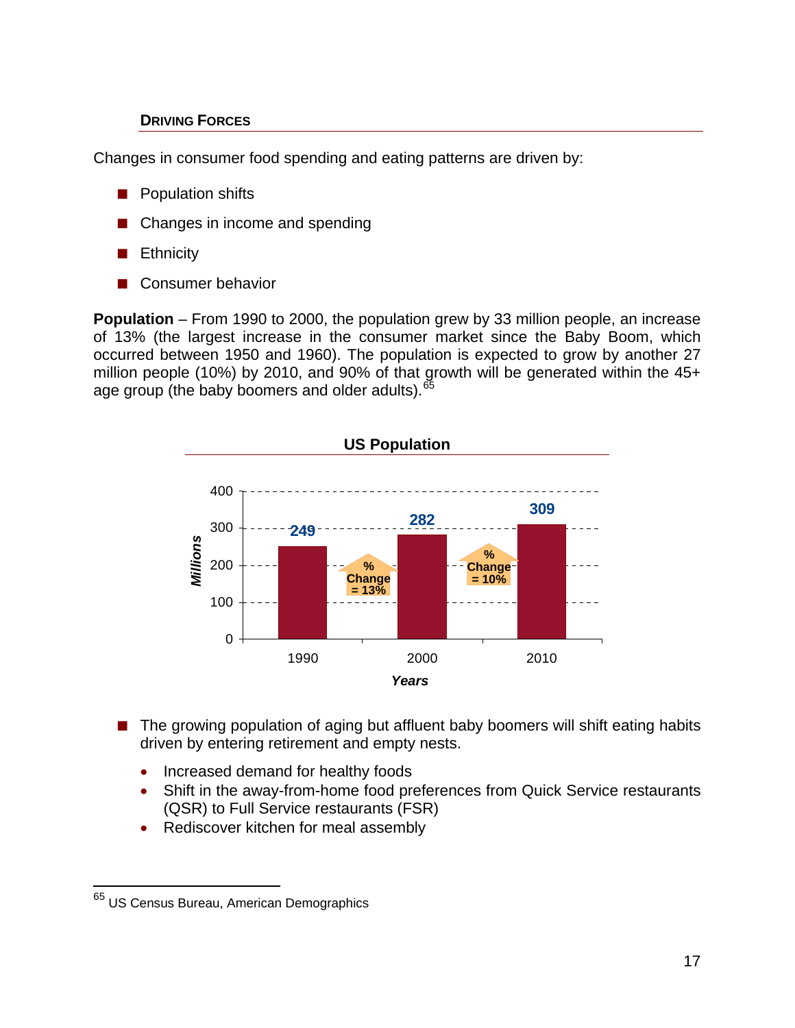## Driving Forces

Changes in consumer food spending and eating patterns are driven by:

- Population shifts
- Changes in income and spending
- Ethnicity
- Consumer behavior

**Population** – From 1990 to 2000, the population grew by 33 million people, an increase of 13% (the largest increase in the consumer market since the Baby Boom, which occurred between 1950 and 1960). The population is expected to grow by another 27 million people (10%) by 2010, and 90% of that growth will be generated within the 45+ age group (the baby boomers and older adults).[65]

**US Population**

| Years | Millions |
|---|---|
| 1990 | 249 |
| 2000 | 282 |
| 2010 | 309 |

% Change = 13% (1990–2000)

% Change = 10% (2000–2010)

- The growing population of aging but affluent baby boomers will shift eating habits driven by entering retirement and empty nests.
  - Increased demand for healthy foods
  - Shift in the away-from-home food preferences from Quick Service restaurants (QSR) to Full Service restaurants (FSR)
  - Rediscover kitchen for meal assembly

[65] US Census Bureau, American Demographics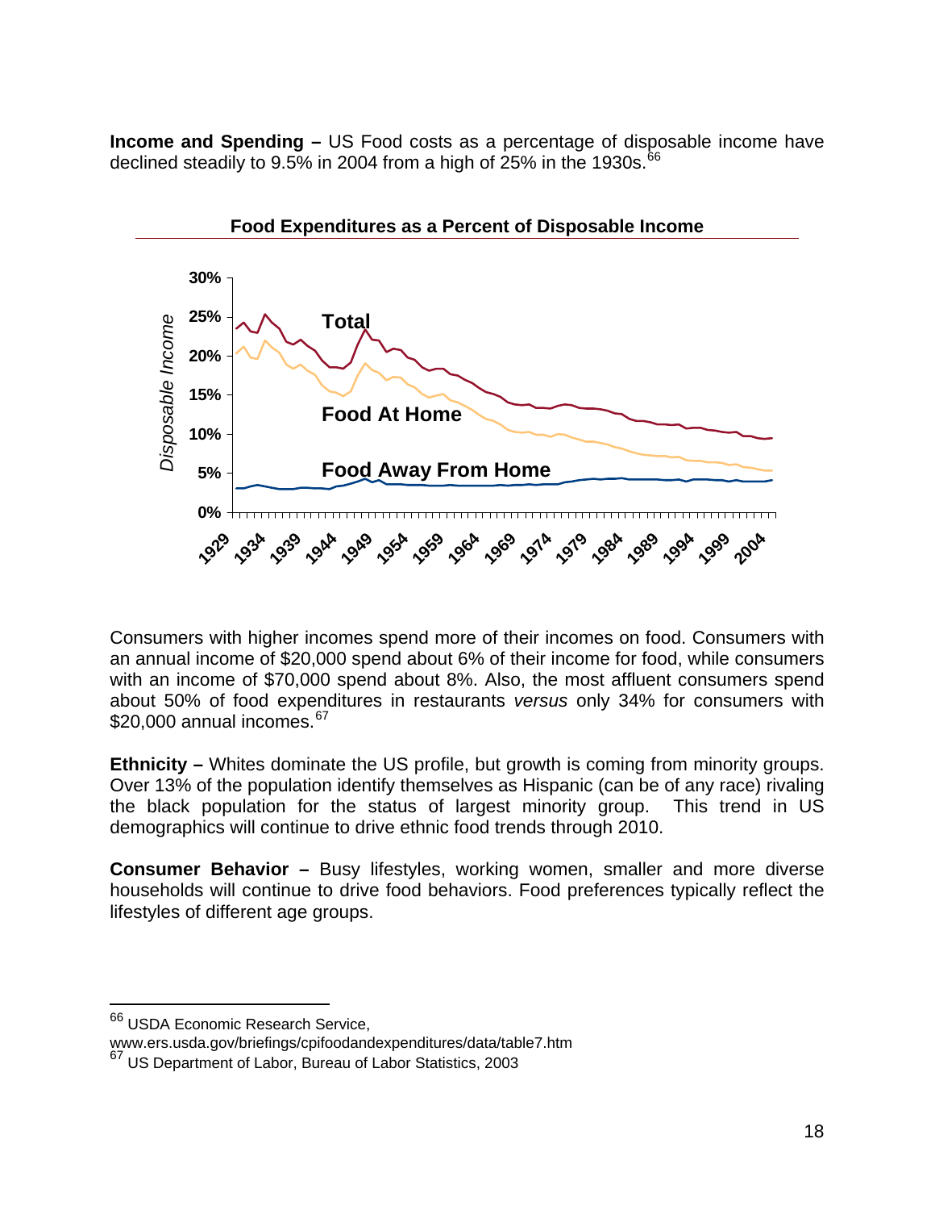**Income and Spending –** US Food costs as a percentage of disposable income have declined steadily to 9.5% in 2004 from a high of 25% in the 1930s.[66]

**Food Expenditures as a Percent of Disposable Income**

Consumers with higher incomes spend more of their incomes on food. Consumers with an annual income of $20,000 spend about 6% of their income for food, while consumers with an income of $70,000 spend about 8%. Also, the most affluent consumers spend about 50% of food expenditures in restaurants *versus* only 34% for consumers with $20,000 annual incomes.[67]

**Ethnicity –** Whites dominate the US profile, but growth is coming from minority groups. Over 13% of the population identify themselves as Hispanic (can be of any race) rivaling the black population for the status of largest minority group. This trend in US demographics will continue to drive ethnic food trends through 2010.

**Consumer Behavior –** Busy lifestyles, working women, smaller and more diverse households will continue to drive food behaviors. Food preferences typically reflect the lifestyles of different age groups.

---

[66] USDA Economic Research Service, www.ers.usda.gov/briefings/cpifoodandexpenditures/data/table7.htm

[67] US Department of Labor, Bureau of Labor Statistics, 2003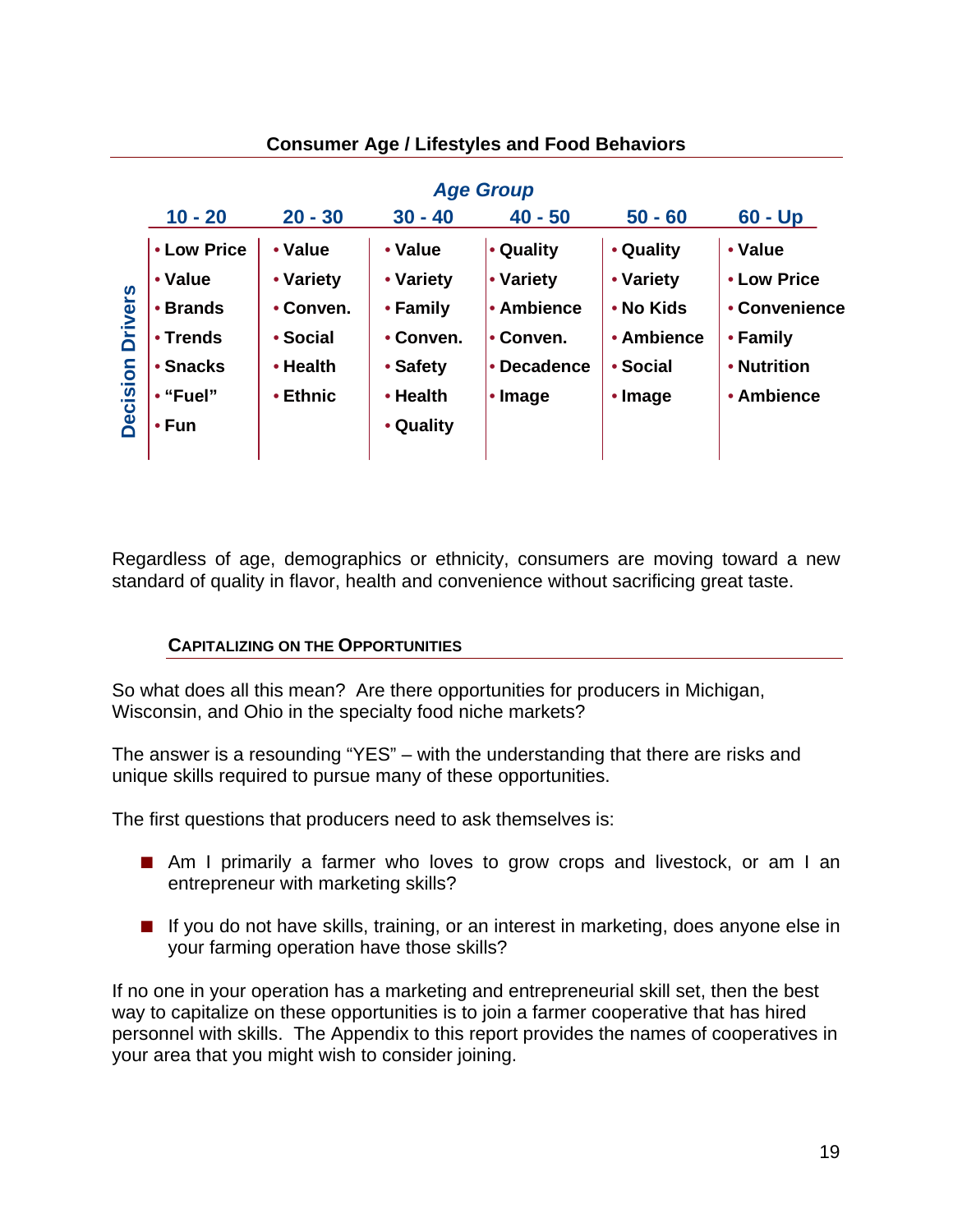**Consumer Age / Lifestyles and Food Behaviors**

| Decision Drivers | Age Group | | | | | |
|---|---|---|---|---|---|---|
| | 10 - 20 | 20 - 30 | 30 - 40 | 40 - 50 | 50 - 60 | 60 - Up |
| | • Low Price | • Value | • Value | • Quality | • Quality | • Value |
| | • Value | • Variety | • Variety | • Variety | • Variety | • Low Price |
| | • Brands | • Conven. | • Family | • Ambience | • No Kids | • Convenience |
| | • Trends | • Social | • Conven. | • Conven. | • Ambience | • Family |
| | • Snacks | • Health | • Safety | • Decadence | • Social | • Nutrition |
| | • “Fuel” | • Ethnic | • Health | • Image | • Image | • Ambience |
| | • Fun | | • Quality | | | |

Regardless of age, demographics or ethnicity, consumers are moving toward a new standard of quality in flavor, health and convenience without sacrificing great taste.

## CAPITALIZING ON THE OPPORTUNITIES

So what does all this mean? Are there opportunities for producers in Michigan, Wisconsin, and Ohio in the specialty food niche markets?

The answer is a resounding “YES” – with the understanding that there are risks and unique skills required to pursue many of these opportunities.

The first questions that producers need to ask themselves is:

- Am I primarily a farmer who loves to grow crops and livestock, or am I an entrepreneur with marketing skills?
- If you do not have skills, training, or an interest in marketing, does anyone else in your farming operation have those skills?

If no one in your operation has a marketing and entrepreneurial skill set, then the best way to capitalize on these opportunities is to join a farmer cooperative that has hired personnel with skills. The Appendix to this report provides the names of cooperatives in your area that you might wish to consider joining.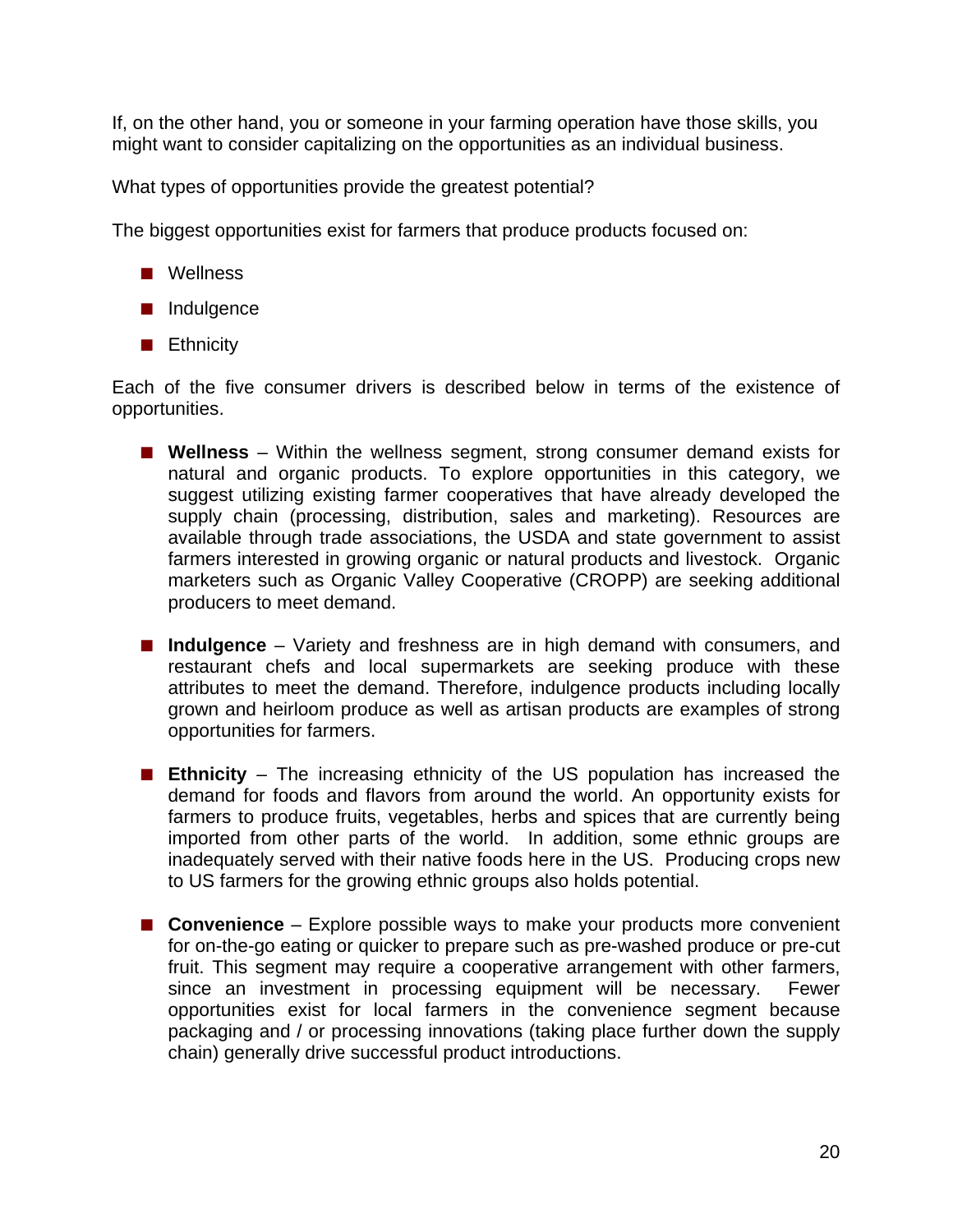If, on the other hand, you or someone in your farming operation have those skills, you might want to consider capitalizing on the opportunities as an individual business.

What types of opportunities provide the greatest potential?

The biggest opportunities exist for farmers that produce products focused on:

- Wellness
- Indulgence
- Ethnicity

Each of the five consumer drivers is described below in terms of the existence of opportunities.

- **Wellness** – Within the wellness segment, strong consumer demand exists for natural and organic products. To explore opportunities in this category, we suggest utilizing existing farmer cooperatives that have already developed the supply chain (processing, distribution, sales and marketing). Resources are available through trade associations, the USDA and state government to assist farmers interested in growing organic or natural products and livestock. Organic marketers such as Organic Valley Cooperative (CROPP) are seeking additional producers to meet demand.

- **Indulgence** – Variety and freshness are in high demand with consumers, and restaurant chefs and local supermarkets are seeking produce with these attributes to meet the demand. Therefore, indulgence products including locally grown and heirloom produce as well as artisan products are examples of strong opportunities for farmers.

- **Ethnicity** – The increasing ethnicity of the US population has increased the demand for foods and flavors from around the world. An opportunity exists for farmers to produce fruits, vegetables, herbs and spices that are currently being imported from other parts of the world. In addition, some ethnic groups are inadequately served with their native foods here in the US. Producing crops new to US farmers for the growing ethnic groups also holds potential.

- **Convenience** – Explore possible ways to make your products more convenient for on-the-go eating or quicker to prepare such as pre-washed produce or pre-cut fruit. This segment may require a cooperative arrangement with other farmers, since an investment in processing equipment will be necessary. Fewer opportunities exist for local farmers in the convenience segment because packaging and / or processing innovations (taking place further down the supply chain) generally drive successful product introductions.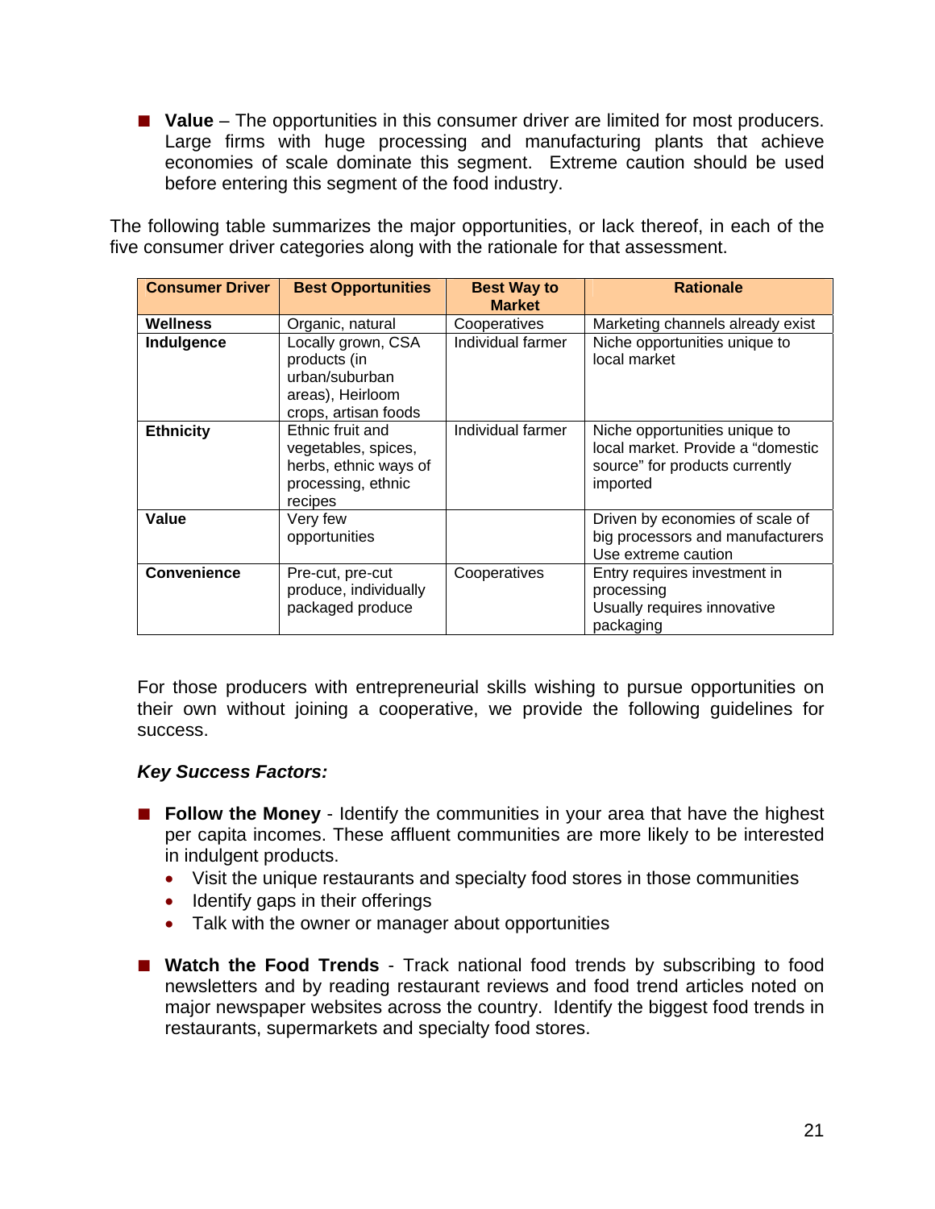- **Value** – The opportunities in this consumer driver are limited for most producers. Large firms with huge processing and manufacturing plants that achieve economies of scale dominate this segment. Extreme caution should be used before entering this segment of the food industry.

The following table summarizes the major opportunities, or lack thereof, in each of the five consumer driver categories along with the rationale for that assessment.

| Consumer Driver | Best Opportunities | Best Way to Market | Rationale |
|---|---|---|---|
| **Wellness** | Organic, natural | Cooperatives | Marketing channels already exist |
| **Indulgence** | Locally grown, CSA products (in urban/suburban areas), Heirloom crops, artisan foods | Individual farmer | Niche opportunities unique to local market |
| **Ethnicity** | Ethnic fruit and vegetables, spices, herbs, ethnic ways of processing, ethnic recipes | Individual farmer | Niche opportunities unique to local market. Provide a "domestic source" for products currently imported |
| **Value** | Very few opportunities | | Driven by economies of scale of big processors and manufacturers Use extreme caution |
| **Convenience** | Pre-cut, pre-cut produce, individually packaged produce | Cooperatives | Entry requires investment in processing Usually requires innovative packaging |

For those producers with entrepreneurial skills wishing to pursue opportunities on their own without joining a cooperative, we provide the following guidelines for success.

***Key Success Factors:***

- **Follow the Money** - Identify the communities in your area that have the highest per capita incomes. These affluent communities are more likely to be interested in indulgent products.
  - Visit the unique restaurants and specialty food stores in those communities
  - Identify gaps in their offerings
  - Talk with the owner or manager about opportunities

- **Watch the Food Trends** - Track national food trends by subscribing to food newsletters and by reading restaurant reviews and food trend articles noted on major newspaper websites across the country. Identify the biggest food trends in restaurants, supermarkets and specialty food stores.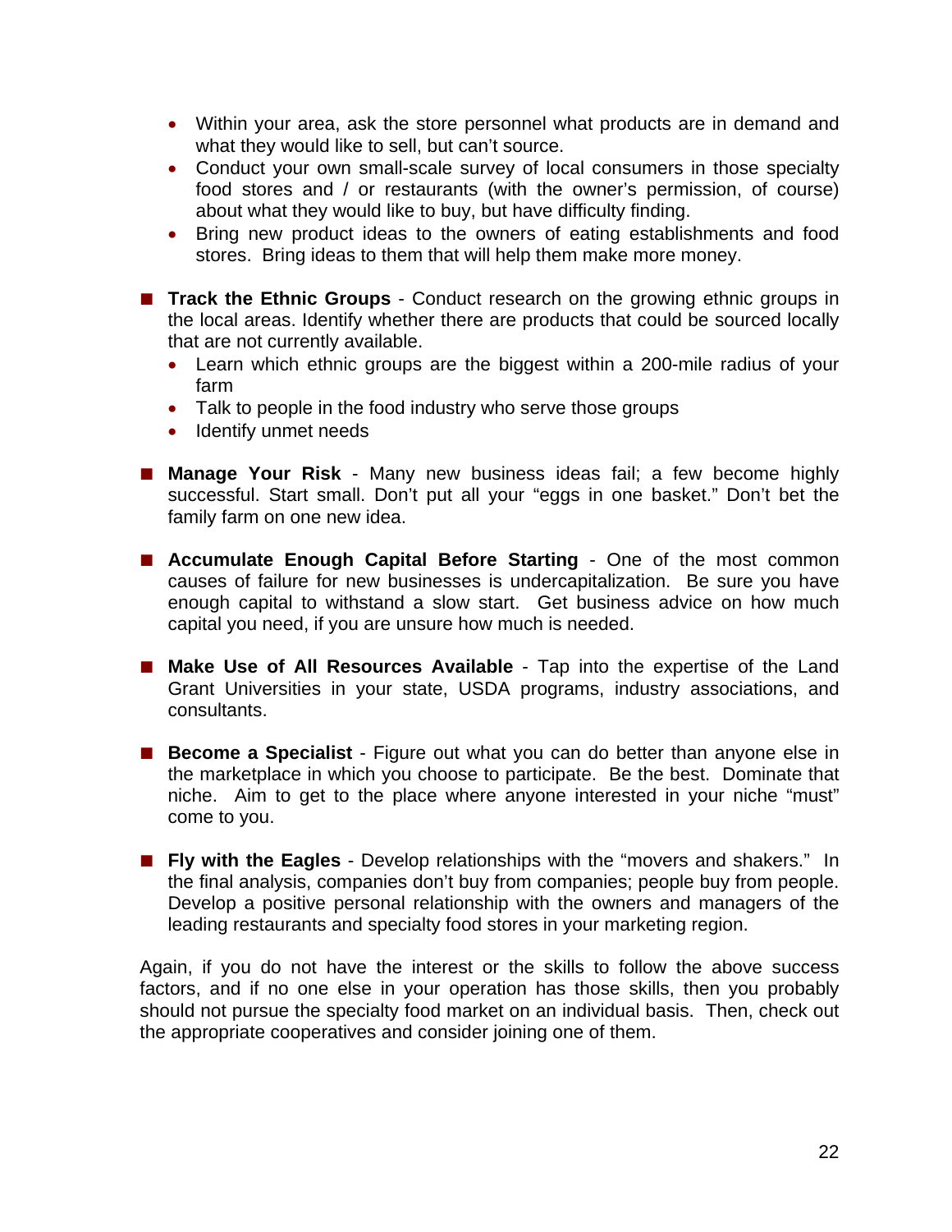- Within your area, ask the store personnel what products are in demand and what they would like to sell, but can't source.
- Conduct your own small-scale survey of local consumers in those specialty food stores and / or restaurants (with the owner's permission, of course) about what they would like to buy, but have difficulty finding.
- Bring new product ideas to the owners of eating establishments and food stores. Bring ideas to them that will help them make more money.

■ **Track the Ethnic Groups** - Conduct research on the growing ethnic groups in the local areas. Identify whether there are products that could be sourced locally that are not currently available.

- Learn which ethnic groups are the biggest within a 200-mile radius of your farm
- Talk to people in the food industry who serve those groups
- Identify unmet needs

■ **Manage Your Risk** - Many new business ideas fail; a few become highly successful. Start small. Don't put all your "eggs in one basket." Don't bet the family farm on one new idea.

■ **Accumulate Enough Capital Before Starting** - One of the most common causes of failure for new businesses is undercapitalization. Be sure you have enough capital to withstand a slow start. Get business advice on how much capital you need, if you are unsure how much is needed.

■ **Make Use of All Resources Available** - Tap into the expertise of the Land Grant Universities in your state, USDA programs, industry associations, and consultants.

■ **Become a Specialist** - Figure out what you can do better than anyone else in the marketplace in which you choose to participate. Be the best. Dominate that niche. Aim to get to the place where anyone interested in your niche "must" come to you.

■ **Fly with the Eagles** - Develop relationships with the "movers and shakers." In the final analysis, companies don't buy from companies; people buy from people. Develop a positive personal relationship with the owners and managers of the leading restaurants and specialty food stores in your marketing region.

Again, if you do not have the interest or the skills to follow the above success factors, and if no one else in your operation has those skills, then you probably should not pursue the specialty food market on an individual basis. Then, check out the appropriate cooperatives and consider joining one of them.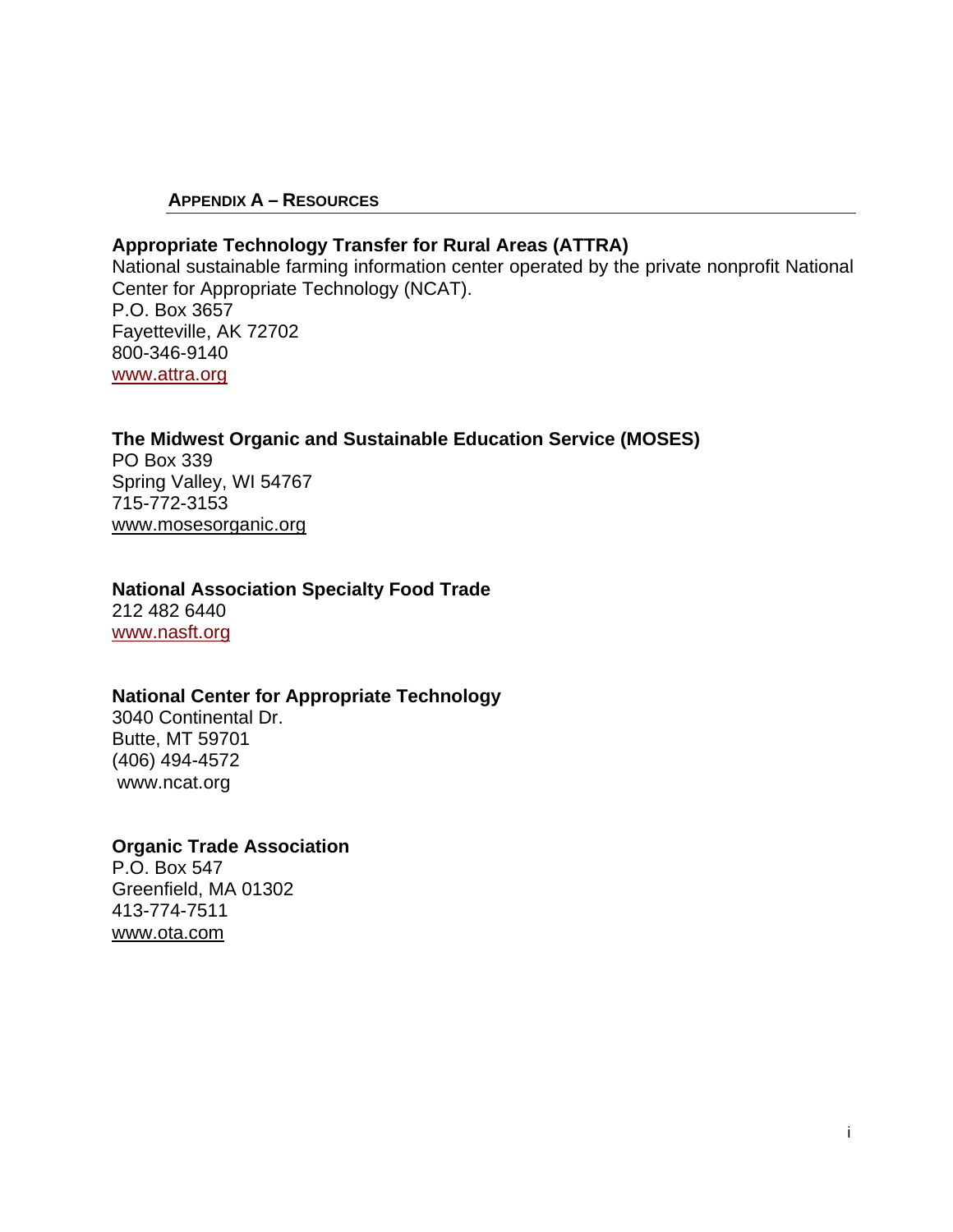## Appendix A – Resources

**Appropriate Technology Transfer for Rural Areas (ATTRA)**
National sustainable farming information center operated by the private nonprofit National Center for Appropriate Technology (NCAT).
P.O. Box 3657
Fayetteville, AK 72702
800-346-9140
www.attra.org

**The Midwest Organic and Sustainable Education Service (MOSES)**
PO Box 339
Spring Valley, WI 54767
715-772-3153
www.mosesorganic.org

**National Association Specialty Food Trade**
212 482 6440
www.nasft.org

**National Center for Appropriate Technology**
3040 Continental Dr.
Butte, MT 59701
(406) 494-4572
www.ncat.org

**Organic Trade Association**
P.O. Box 547
Greenfield, MA 01302
413-774-7511
www.ota.com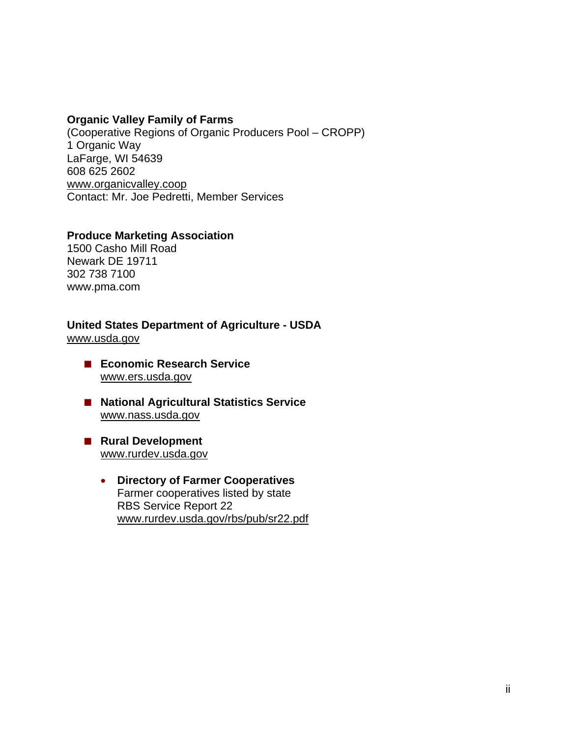**Organic Valley Family of Farms**
(Cooperative Regions of Organic Producers Pool – CROPP)
1 Organic Way
LaFarge, WI 54639
608 625 2602
www.organicvalley.coop
Contact: Mr. Joe Pedretti, Member Services

**Produce Marketing Association**
1500 Casho Mill Road
Newark DE 19711
302 738 7100
www.pma.com

**United States Department of Agriculture - USDA**
www.usda.gov

- **Economic Research Service**
  www.ers.usda.gov

- **National Agricultural Statistics Service**
  www.nass.usda.gov

- **Rural Development**
  www.rurdev.usda.gov

  - **Directory of Farmer Cooperatives**
    Farmer cooperatives listed by state
    RBS Service Report 22
    www.rurdev.usda.gov/rbs/pub/sr22.pdf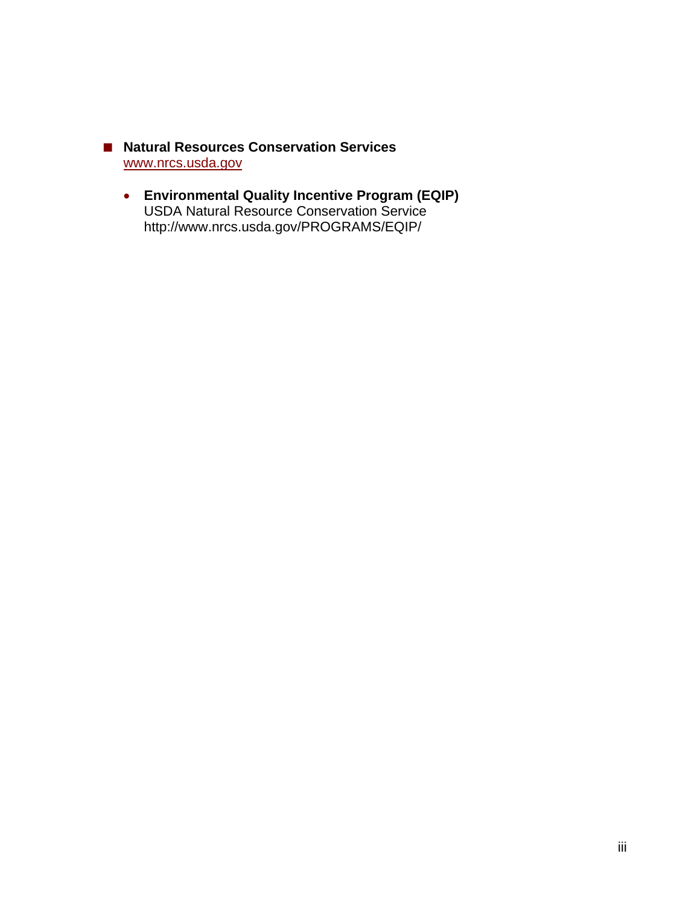- **Natural Resources Conservation Services**
  www.nrcs.usda.gov

  - **Environmental Quality Incentive Program (EQIP)**
    USDA Natural Resource Conservation Service
    http://www.nrcs.usda.gov/PROGRAMS/EQIP/